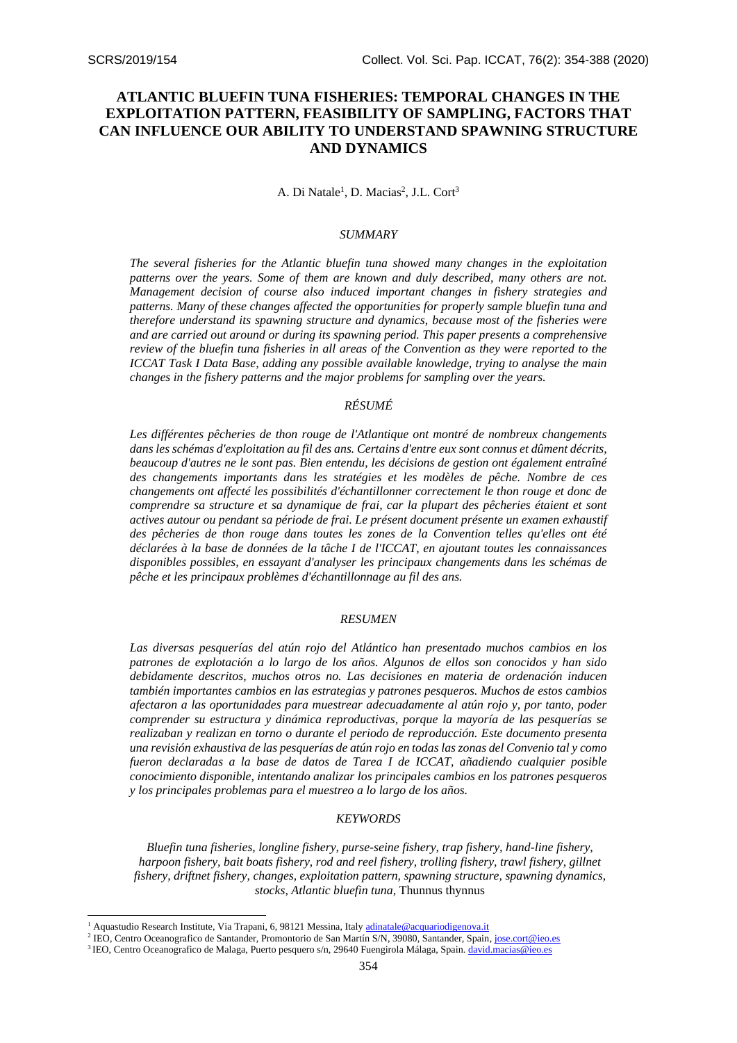# ATLANTIC BLUEFIN TUNA FISHERIES: TEMPORAL CHANGES IN THE EXPLOITATION PATTERN, FEASIBILITY OF SAMPLING, FACTORS THAT CAN INFLUENCE OUR ABILITY TO UNDERSTAND SPAWNING STRUCTURE AND DYNAMICS

A. Di Natale[1], D. Macias[2], J.L. Cort[3]

## *SUMMARY*

*The several fisheries for the Atlantic bluefin tuna showed many changes in the exploitation patterns over the years. Some of them are known and duly described, many others are not. Management decision of course also induced important changes in fishery strategies and patterns. Many of these changes affected the opportunities for properly sample bluefin tuna and therefore understand its spawning structure and dynamics, because most of the fisheries were and are carried out around or during its spawning period. This paper presents a comprehensive review of the bluefin tuna fisheries in all areas of the Convention as they were reported to the ICCAT Task I Data Base, adding any possible available knowledge, trying to analyse the main changes in the fishery patterns and the major problems for sampling over the years.*

## *RÉSUMÉ*

*Les différentes pêcheries de thon rouge de l'Atlantique ont montré de nombreux changements dans les schémas d'exploitation au fil des ans. Certains d'entre eux sont connus et dûment décrits, beaucoup d'autres ne le sont pas. Bien entendu, les décisions de gestion ont également entraîné des changements importants dans les stratégies et les modèles de pêche. Nombre de ces changements ont affecté les possibilités d'échantillonner correctement le thon rouge et donc de comprendre sa structure et sa dynamique de frai, car la plupart des pêcheries étaient et sont actives autour ou pendant sa période de frai. Le présent document présente un examen exhaustif des pêcheries de thon rouge dans toutes les zones de la Convention telles qu'elles ont été déclarées à la base de données de la tâche I de l'ICCAT, en ajoutant toutes les connaissances disponibles possibles, en essayant d'analyser les principaux changements dans les schémas de pêche et les principaux problèmes d'échantillonnage au fil des ans.*

## *RESUMEN*

*Las diversas pesquerías del atún rojo del Atlántico han presentado muchos cambios en los patrones de explotación a lo largo de los años. Algunos de ellos son conocidos y han sido debidamente descritos, muchos otros no. Las decisiones en materia de ordenación inducen también importantes cambios en las estrategias y patrones pesqueros. Muchos de estos cambios afectaron a las oportunidades para muestrear adecuadamente al atún rojo y, por tanto, poder comprender su estructura y dinámica reproductivas, porque la mayoría de las pesquerías se realizaban y realizan en torno o durante el periodo de reproducción. Este documento presenta una revisión exhaustiva de las pesquerías de atún rojo en todas las zonas del Convenio tal y como fueron declaradas a la base de datos de Tarea I de ICCAT, añadiendo cualquier posible conocimiento disponible, intentando analizar los principales cambios en los patrones pesqueros y los principales problemas para el muestreo a lo largo de los años.*

## *KEYWORDS*

*Bluefin tuna fisheries, longline fishery, purse-seine fishery, trap fishery, hand-line fishery, harpoon fishery, bait boats fishery, rod and reel fishery, trolling fishery, trawl fishery, gillnet fishery, driftnet fishery, changes, exploitation pattern, spawning structure, spawning dynamics, stocks, Atlantic bluefin tuna,* Thunnus thynnus

---

[1] Aquastudio Research Institute, Via Trapani, 6, 98121 Messina, Italy adinatale@acquariodigenova.it

[2] IEO, Centro Oceanografico de Santander, Promontorio de San Martín S/N, 39080, Santander, Spain, jose.cort@ieo.es

[3] IEO, Centro Oceanografico de Malaga, Puerto pesquero s/n, 29640 Fuengirola Málaga, Spain. david.macias@ieo.es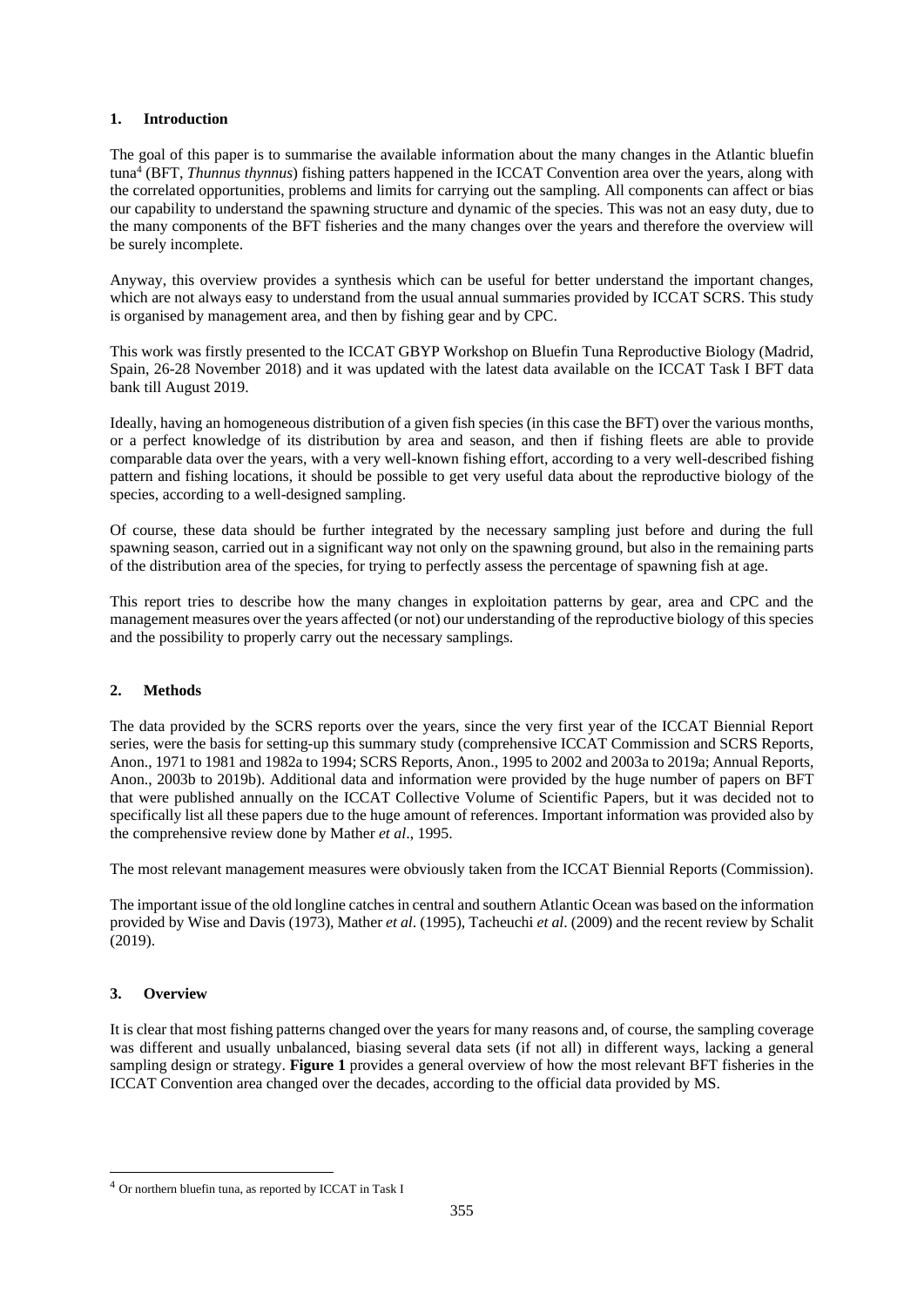## 1. Introduction

The goal of this paper is to summarise the available information about the many changes in the Atlantic bluefin tuna[4] (BFT, *Thunnus thynnus*) fishing patters happened in the ICCAT Convention area over the years, along with the correlated opportunities, problems and limits for carrying out the sampling. All components can affect or bias our capability to understand the spawning structure and dynamic of the species. This was not an easy duty, due to the many components of the BFT fisheries and the many changes over the years and therefore the overview will be surely incomplete.

Anyway, this overview provides a synthesis which can be useful for better understand the important changes, which are not always easy to understand from the usual annual summaries provided by ICCAT SCRS. This study is organised by management area, and then by fishing gear and by CPC.

This work was firstly presented to the ICCAT GBYP Workshop on Bluefin Tuna Reproductive Biology (Madrid, Spain, 26-28 November 2018) and it was updated with the latest data available on the ICCAT Task I BFT data bank till August 2019.

Ideally, having an homogeneous distribution of a given fish species (in this case the BFT) over the various months, or a perfect knowledge of its distribution by area and season, and then if fishing fleets are able to provide comparable data over the years, with a very well-known fishing effort, according to a very well-described fishing pattern and fishing locations, it should be possible to get very useful data about the reproductive biology of the species, according to a well-designed sampling.

Of course, these data should be further integrated by the necessary sampling just before and during the full spawning season, carried out in a significant way not only on the spawning ground, but also in the remaining parts of the distribution area of the species, for trying to perfectly assess the percentage of spawning fish at age.

This report tries to describe how the many changes in exploitation patterns by gear, area and CPC and the management measures over the years affected (or not) our understanding of the reproductive biology of this species and the possibility to properly carry out the necessary samplings.

## 2. Methods

The data provided by the SCRS reports over the years, since the very first year of the ICCAT Biennial Report series, were the basis for setting-up this summary study (comprehensive ICCAT Commission and SCRS Reports, Anon., 1971 to 1981 and 1982a to 1994; SCRS Reports, Anon., 1995 to 2002 and 2003a to 2019a; Annual Reports, Anon., 2003b to 2019b). Additional data and information were provided by the huge number of papers on BFT that were published annually on the ICCAT Collective Volume of Scientific Papers, but it was decided not to specifically list all these papers due to the huge amount of references. Important information was provided also by the comprehensive review done by Mather *et al*., 1995.

The most relevant management measures were obviously taken from the ICCAT Biennial Reports (Commission).

The important issue of the old longline catches in central and southern Atlantic Ocean was based on the information provided by Wise and Davis (1973), Mather *et al*. (1995), Tacheuchi *et al*. (2009) and the recent review by Schalit (2019).

## 3. Overview

It is clear that most fishing patterns changed over the years for many reasons and, of course, the sampling coverage was different and usually unbalanced, biasing several data sets (if not all) in different ways, lacking a general sampling design or strategy. **Figure 1** provides a general overview of how the most relevant BFT fisheries in the ICCAT Convention area changed over the decades, according to the official data provided by MS.

---

[4] Or northern bluefin tuna, as reported by ICCAT in Task I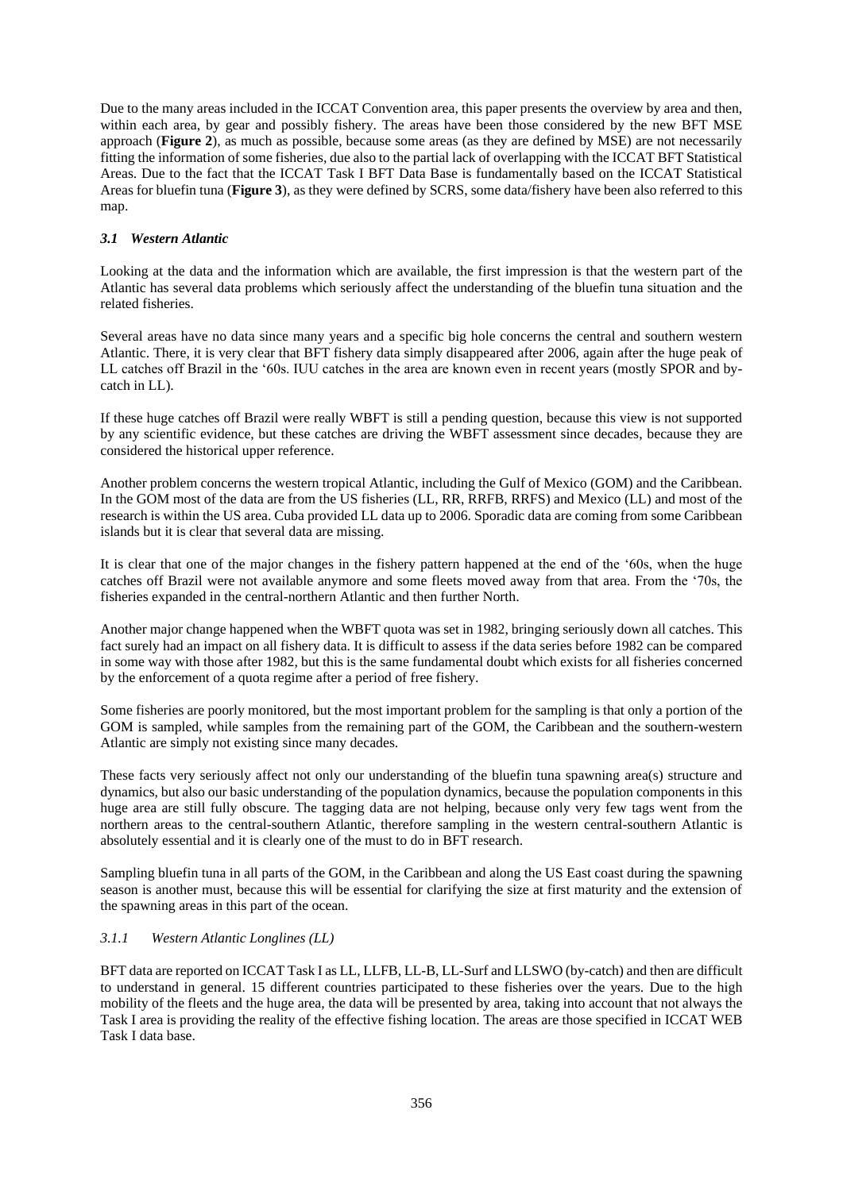Due to the many areas included in the ICCAT Convention area, this paper presents the overview by area and then, within each area, by gear and possibly fishery. The areas have been those considered by the new BFT MSE approach (**Figure 2**), as much as possible, because some areas (as they are defined by MSE) are not necessarily fitting the information of some fisheries, due also to the partial lack of overlapping with the ICCAT BFT Statistical Areas. Due to the fact that the ICCAT Task I BFT Data Base is fundamentally based on the ICCAT Statistical Areas for bluefin tuna (**Figure 3**), as they were defined by SCRS, some data/fishery have been also referred to this map.

### *3.1 Western Atlantic*

Looking at the data and the information which are available, the first impression is that the western part of the Atlantic has several data problems which seriously affect the understanding of the bluefin tuna situation and the related fisheries.

Several areas have no data since many years and a specific big hole concerns the central and southern western Atlantic. There, it is very clear that BFT fishery data simply disappeared after 2006, again after the huge peak of LL catches off Brazil in the '60s. IUU catches in the area are known even in recent years (mostly SPOR and by-catch in LL).

If these huge catches off Brazil were really WBFT is still a pending question, because this view is not supported by any scientific evidence, but these catches are driving the WBFT assessment since decades, because they are considered the historical upper reference.

Another problem concerns the western tropical Atlantic, including the Gulf of Mexico (GOM) and the Caribbean. In the GOM most of the data are from the US fisheries (LL, RR, RRFB, RRFS) and Mexico (LL) and most of the research is within the US area. Cuba provided LL data up to 2006. Sporadic data are coming from some Caribbean islands but it is clear that several data are missing.

It is clear that one of the major changes in the fishery pattern happened at the end of the '60s, when the huge catches off Brazil were not available anymore and some fleets moved away from that area. From the '70s, the fisheries expanded in the central-northern Atlantic and then further North.

Another major change happened when the WBFT quota was set in 1982, bringing seriously down all catches. This fact surely had an impact on all fishery data. It is difficult to assess if the data series before 1982 can be compared in some way with those after 1982, but this is the same fundamental doubt which exists for all fisheries concerned by the enforcement of a quota regime after a period of free fishery.

Some fisheries are poorly monitored, but the most important problem for the sampling is that only a portion of the GOM is sampled, while samples from the remaining part of the GOM, the Caribbean and the southern-western Atlantic are simply not existing since many decades.

These facts very seriously affect not only our understanding of the bluefin tuna spawning area(s) structure and dynamics, but also our basic understanding of the population dynamics, because the population components in this huge area are still fully obscure. The tagging data are not helping, because only very few tags went from the northern areas to the central-southern Atlantic, therefore sampling in the western central-southern Atlantic is absolutely essential and it is clearly one of the must to do in BFT research.

Sampling bluefin tuna in all parts of the GOM, in the Caribbean and along the US East coast during the spawning season is another must, because this will be essential for clarifying the size at first maturity and the extension of the spawning areas in this part of the ocean.

#### *3.1.1 Western Atlantic Longlines (LL)*

BFT data are reported on ICCAT Task I as LL, LLFB, LL-B, LL-Surf and LLSWO (by-catch) and then are difficult to understand in general. 15 different countries participated to these fisheries over the years. Due to the high mobility of the fleets and the huge area, the data will be presented by area, taking into account that not always the Task I area is providing the reality of the effective fishing location. The areas are those specified in ICCAT WEB Task I data base.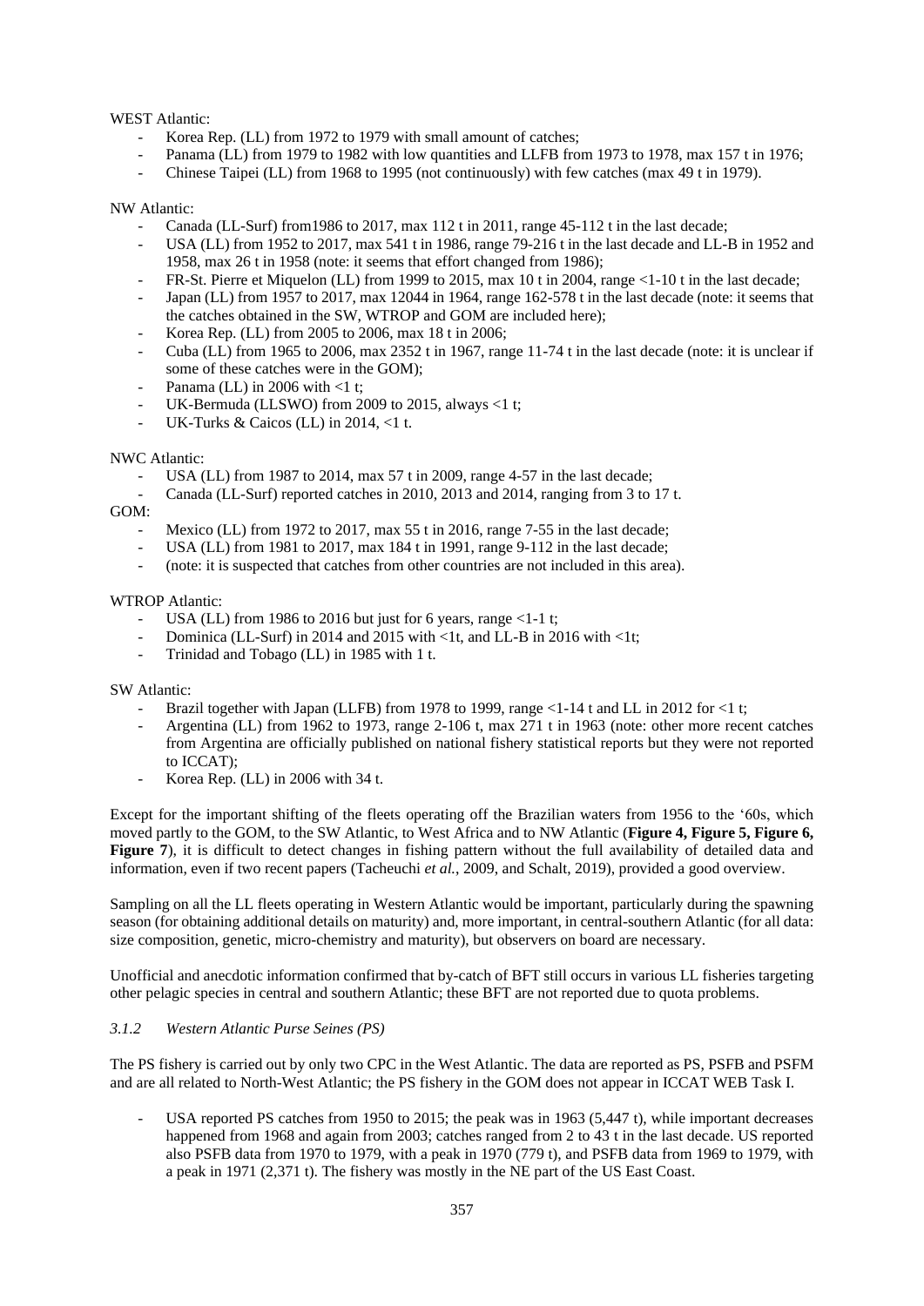WEST Atlantic:

- Korea Rep. (LL) from 1972 to 1979 with small amount of catches;
- Panama (LL) from 1979 to 1982 with low quantities and LLFB from 1973 to 1978, max 157 t in 1976;
- Chinese Taipei (LL) from 1968 to 1995 (not continuously) with few catches (max 49 t in 1979).

NW Atlantic:

- Canada (LL-Surf) from1986 to 2017, max 112 t in 2011, range 45-112 t in the last decade;
- USA (LL) from 1952 to 2017, max 541 t in 1986, range 79-216 t in the last decade and LL-B in 1952 and 1958, max 26 t in 1958 (note: it seems that effort changed from 1986);
- FR-St. Pierre et Miquelon (LL) from 1999 to 2015, max 10 t in 2004, range <1-10 t in the last decade;
- Japan (LL) from 1957 to 2017, max 12044 in 1964, range 162-578 t in the last decade (note: it seems that the catches obtained in the SW, WTROP and GOM are included here);
- Korea Rep. (LL) from 2005 to 2006, max 18 t in 2006;
- Cuba (LL) from 1965 to 2006, max 2352 t in 1967, range 11-74 t in the last decade (note: it is unclear if some of these catches were in the GOM);
- Panama (LL) in 2006 with <1 t;
- UK-Bermuda (LLSWO) from 2009 to 2015, always <1 t;
- UK-Turks & Caicos (LL) in 2014, <1 t.

NWC Atlantic:

- USA (LL) from 1987 to 2014, max 57 t in 2009, range 4-57 in the last decade;
- Canada (LL-Surf) reported catches in 2010, 2013 and 2014, ranging from 3 to 17 t.

GOM:

- Mexico (LL) from 1972 to 2017, max 55 t in 2016, range 7-55 in the last decade;
- USA (LL) from 1981 to 2017, max 184 t in 1991, range 9-112 in the last decade;
- (note: it is suspected that catches from other countries are not included in this area).

WTROP Atlantic:

- USA (LL) from 1986 to 2016 but just for 6 years, range <1-1 t;
- Dominica (LL-Surf) in 2014 and 2015 with <1t, and LL-B in 2016 with <1t;
- Trinidad and Tobago (LL) in 1985 with 1 t.

SW Atlantic:

- Brazil together with Japan (LLFB) from 1978 to 1999, range <1-14 t and LL in 2012 for <1 t;
- Argentina (LL) from 1962 to 1973, range 2-106 t, max 271 t in 1963 (note: other more recent catches from Argentina are officially published on national fishery statistical reports but they were not reported to ICCAT);
- Korea Rep. (LL) in 2006 with 34 t.

Except for the important shifting of the fleets operating off the Brazilian waters from 1956 to the '60s, which moved partly to the GOM, to the SW Atlantic, to West Africa and to NW Atlantic (**Figure 4, Figure 5, Figure 6, Figure 7**), it is difficult to detect changes in fishing pattern without the full availability of detailed data and information, even if two recent papers (Tacheuchi *et al.*, 2009, and Schalt, 2019), provided a good overview.

Sampling on all the LL fleets operating in Western Atlantic would be important, particularly during the spawning season (for obtaining additional details on maturity) and, more important, in central-southern Atlantic (for all data: size composition, genetic, micro-chemistry and maturity), but observers on board are necessary.

Unofficial and anecdotic information confirmed that by-catch of BFT still occurs in various LL fisheries targeting other pelagic species in central and southern Atlantic; these BFT are not reported due to quota problems.

### *3.1.2 Western Atlantic Purse Seines (PS)*

The PS fishery is carried out by only two CPC in the West Atlantic. The data are reported as PS, PSFB and PSFM and are all related to North-West Atlantic; the PS fishery in the GOM does not appear in ICCAT WEB Task I.

- USA reported PS catches from 1950 to 2015; the peak was in 1963 (5,447 t), while important decreases happened from 1968 and again from 2003; catches ranged from 2 to 43 t in the last decade. US reported also PSFB data from 1970 to 1979, with a peak in 1970 (779 t), and PSFB data from 1969 to 1979, with a peak in 1971 (2,371 t). The fishery was mostly in the NE part of the US East Coast.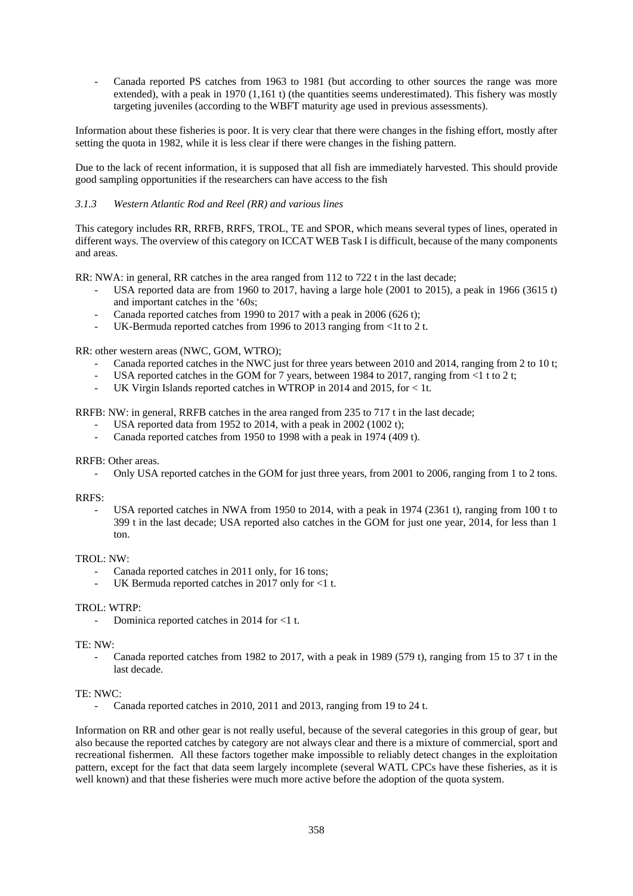- Canada reported PS catches from 1963 to 1981 (but according to other sources the range was more extended), with a peak in 1970 (1,161 t) (the quantities seems underestimated). This fishery was mostly targeting juveniles (according to the WBFT maturity age used in previous assessments).

Information about these fisheries is poor. It is very clear that there were changes in the fishing effort, mostly after setting the quota in 1982, while it is less clear if there were changes in the fishing pattern.

Due to the lack of recent information, it is supposed that all fish are immediately harvested. This should provide good sampling opportunities if the researchers can have access to the fish

### *3.1.3 Western Atlantic Rod and Reel (RR) and various lines*

This category includes RR, RRFB, RRFS, TROL, TE and SPOR, which means several types of lines, operated in different ways. The overview of this category on ICCAT WEB Task I is difficult, because of the many components and areas.

RR: NWA: in general, RR catches in the area ranged from 112 to 722 t in the last decade;

- USA reported data are from 1960 to 2017, having a large hole (2001 to 2015), a peak in 1966 (3615 t) and important catches in the '60s;
- Canada reported catches from 1990 to 2017 with a peak in 2006 (626 t);
- UK-Bermuda reported catches from 1996 to 2013 ranging from <1t to 2 t.

RR: other western areas (NWC, GOM, WTRO);

- Canada reported catches in the NWC just for three years between 2010 and 2014, ranging from 2 to 10 t;
- USA reported catches in the GOM for 7 years, between 1984 to 2017, ranging from <1 t to 2 t;
- UK Virgin Islands reported catches in WTROP in 2014 and 2015, for < 1t.

RRFB: NW: in general, RRFB catches in the area ranged from 235 to 717 t in the last decade;

- USA reported data from 1952 to 2014, with a peak in 2002 (1002 t);
- Canada reported catches from 1950 to 1998 with a peak in 1974 (409 t).

RRFB: Other areas.

- Only USA reported catches in the GOM for just three years, from 2001 to 2006, ranging from 1 to 2 tons.

RRFS:

- USA reported catches in NWA from 1950 to 2014, with a peak in 1974 (2361 t), ranging from 100 t to 399 t in the last decade; USA reported also catches in the GOM for just one year, 2014, for less than 1 ton.

TROL: NW:

- Canada reported catches in 2011 only, for 16 tons;
- UK Bermuda reported catches in 2017 only for <1 t.

TROL: WTRP:

- Dominica reported catches in 2014 for <1 t.

TE: NW:

- Canada reported catches from 1982 to 2017, with a peak in 1989 (579 t), ranging from 15 to 37 t in the last decade.

TE: NWC:

- Canada reported catches in 2010, 2011 and 2013, ranging from 19 to 24 t.

Information on RR and other gear is not really useful, because of the several categories in this group of gear, but also because the reported catches by category are not always clear and there is a mixture of commercial, sport and recreational fishermen. All these factors together make impossible to reliably detect changes in the exploitation pattern, except for the fact that data seem largely incomplete (several WATL CPCs have these fisheries, as it is well known) and that these fisheries were much more active before the adoption of the quota system.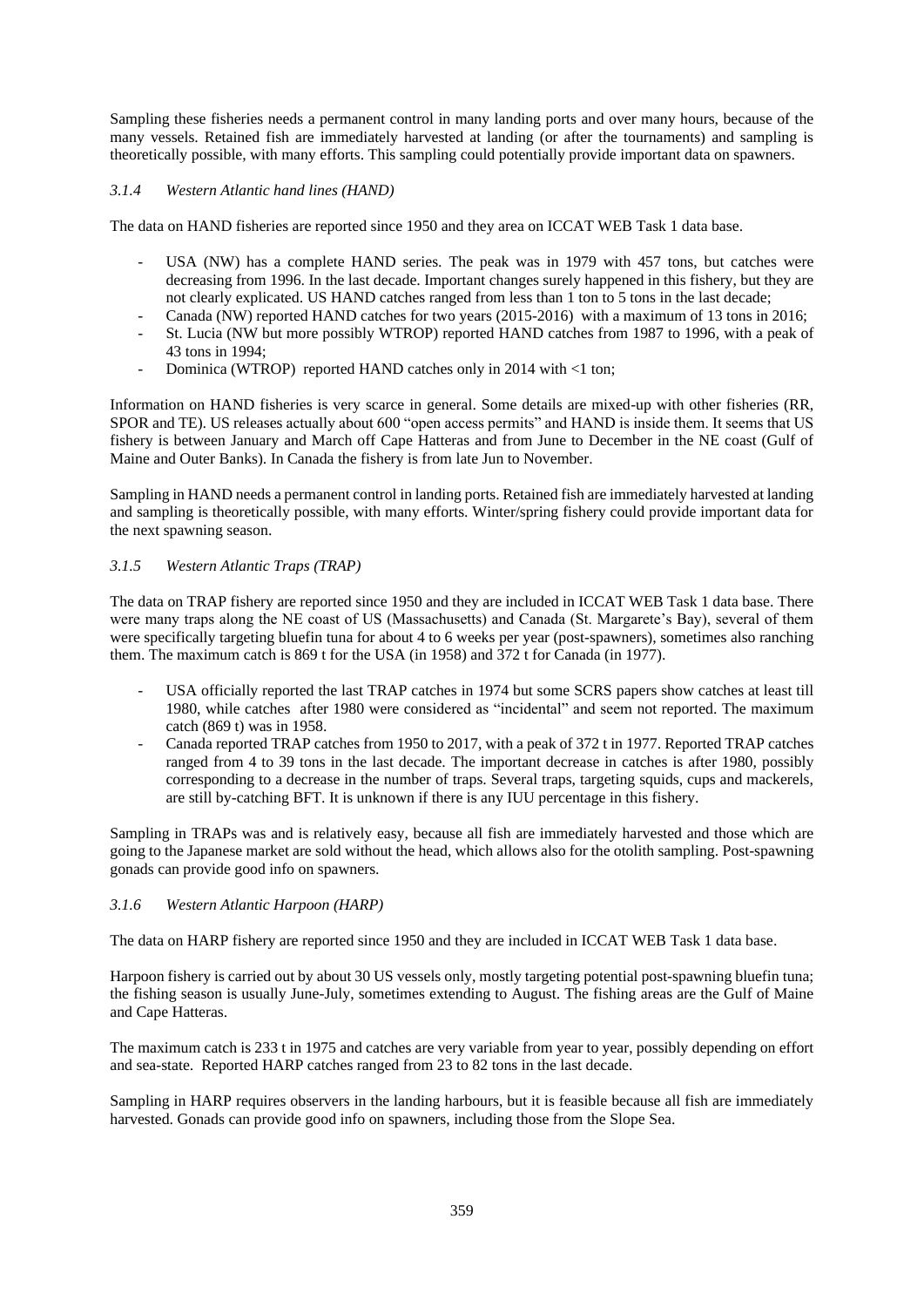Sampling these fisheries needs a permanent control in many landing ports and over many hours, because of the many vessels. Retained fish are immediately harvested at landing (or after the tournaments) and sampling is theoretically possible, with many efforts. This sampling could potentially provide important data on spawners.

### *3.1.4 Western Atlantic hand lines (HAND)*

The data on HAND fisheries are reported since 1950 and they area on ICCAT WEB Task 1 data base.

- USA (NW) has a complete HAND series. The peak was in 1979 with 457 tons, but catches were decreasing from 1996. In the last decade. Important changes surely happened in this fishery, but they are not clearly explicated. US HAND catches ranged from less than 1 ton to 5 tons in the last decade;
- Canada (NW) reported HAND catches for two years (2015-2016) with a maximum of 13 tons in 2016;
- St. Lucia (NW but more possibly WTROP) reported HAND catches from 1987 to 1996, with a peak of 43 tons in 1994;
- Dominica (WTROP) reported HAND catches only in 2014 with <1 ton;

Information on HAND fisheries is very scarce in general. Some details are mixed-up with other fisheries (RR, SPOR and TE). US releases actually about 600 "open access permits" and HAND is inside them. It seems that US fishery is between January and March off Cape Hatteras and from June to December in the NE coast (Gulf of Maine and Outer Banks). In Canada the fishery is from late Jun to November.

Sampling in HAND needs a permanent control in landing ports. Retained fish are immediately harvested at landing and sampling is theoretically possible, with many efforts. Winter/spring fishery could provide important data for the next spawning season.

### *3.1.5 Western Atlantic Traps (TRAP)*

The data on TRAP fishery are reported since 1950 and they are included in ICCAT WEB Task 1 data base. There were many traps along the NE coast of US (Massachusetts) and Canada (St. Margarete's Bay), several of them were specifically targeting bluefin tuna for about 4 to 6 weeks per year (post-spawners), sometimes also ranching them. The maximum catch is 869 t for the USA (in 1958) and 372 t for Canada (in 1977).

- USA officially reported the last TRAP catches in 1974 but some SCRS papers show catches at least till 1980, while catches after 1980 were considered as "incidental" and seem not reported. The maximum catch (869 t) was in 1958.
- Canada reported TRAP catches from 1950 to 2017, with a peak of 372 t in 1977. Reported TRAP catches ranged from 4 to 39 tons in the last decade. The important decrease in catches is after 1980, possibly corresponding to a decrease in the number of traps. Several traps, targeting squids, cups and mackerels, are still by-catching BFT. It is unknown if there is any IUU percentage in this fishery.

Sampling in TRAPs was and is relatively easy, because all fish are immediately harvested and those which are going to the Japanese market are sold without the head, which allows also for the otolith sampling. Post-spawning gonads can provide good info on spawners.

### *3.1.6 Western Atlantic Harpoon (HARP)*

The data on HARP fishery are reported since 1950 and they are included in ICCAT WEB Task 1 data base.

Harpoon fishery is carried out by about 30 US vessels only, mostly targeting potential post-spawning bluefin tuna; the fishing season is usually June-July, sometimes extending to August. The fishing areas are the Gulf of Maine and Cape Hatteras.

The maximum catch is 233 t in 1975 and catches are very variable from year to year, possibly depending on effort and sea-state. Reported HARP catches ranged from 23 to 82 tons in the last decade.

Sampling in HARP requires observers in the landing harbours, but it is feasible because all fish are immediately harvested. Gonads can provide good info on spawners, including those from the Slope Sea.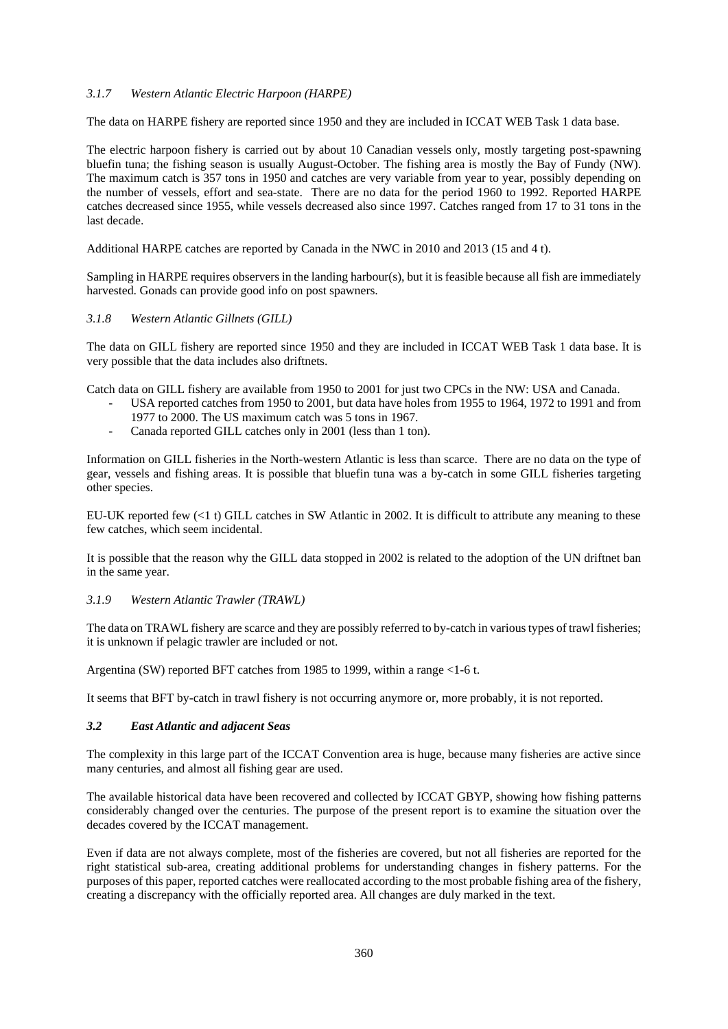### *3.1.7 Western Atlantic Electric Harpoon (HARPE)*

The data on HARPE fishery are reported since 1950 and they are included in ICCAT WEB Task 1 data base.

The electric harpoon fishery is carried out by about 10 Canadian vessels only, mostly targeting post-spawning bluefin tuna; the fishing season is usually August-October. The fishing area is mostly the Bay of Fundy (NW). The maximum catch is 357 tons in 1950 and catches are very variable from year to year, possibly depending on the number of vessels, effort and sea-state. There are no data for the period 1960 to 1992. Reported HARPE catches decreased since 1955, while vessels decreased also since 1997. Catches ranged from 17 to 31 tons in the last decade.

Additional HARPE catches are reported by Canada in the NWC in 2010 and 2013 (15 and 4 t).

Sampling in HARPE requires observers in the landing harbour(s), but it is feasible because all fish are immediately harvested. Gonads can provide good info on post spawners.

### *3.1.8 Western Atlantic Gillnets (GILL)*

The data on GILL fishery are reported since 1950 and they are included in ICCAT WEB Task 1 data base. It is very possible that the data includes also driftnets.

Catch data on GILL fishery are available from 1950 to 2001 for just two CPCs in the NW: USA and Canada.

- USA reported catches from 1950 to 2001, but data have holes from 1955 to 1964, 1972 to 1991 and from 1977 to 2000. The US maximum catch was 5 tons in 1967.
- Canada reported GILL catches only in 2001 (less than 1 ton).

Information on GILL fisheries in the North-western Atlantic is less than scarce. There are no data on the type of gear, vessels and fishing areas. It is possible that bluefin tuna was a by-catch in some GILL fisheries targeting other species.

EU-UK reported few (<1 t) GILL catches in SW Atlantic in 2002. It is difficult to attribute any meaning to these few catches, which seem incidental.

It is possible that the reason why the GILL data stopped in 2002 is related to the adoption of the UN driftnet ban in the same year.

### *3.1.9 Western Atlantic Trawler (TRAWL)*

The data on TRAWL fishery are scarce and they are possibly referred to by-catch in various types of trawl fisheries; it is unknown if pelagic trawler are included or not.

Argentina (SW) reported BFT catches from 1985 to 1999, within a range <1-6 t.

It seems that BFT by-catch in trawl fishery is not occurring anymore or, more probably, it is not reported.

## ***3.2 East Atlantic and adjacent Seas***

The complexity in this large part of the ICCAT Convention area is huge, because many fisheries are active since many centuries, and almost all fishing gear are used.

The available historical data have been recovered and collected by ICCAT GBYP, showing how fishing patterns considerably changed over the centuries. The purpose of the present report is to examine the situation over the decades covered by the ICCAT management.

Even if data are not always complete, most of the fisheries are covered, but not all fisheries are reported for the right statistical sub-area, creating additional problems for understanding changes in fishery patterns. For the purposes of this paper, reported catches were reallocated according to the most probable fishing area of the fishery, creating a discrepancy with the officially reported area. All changes are duly marked in the text.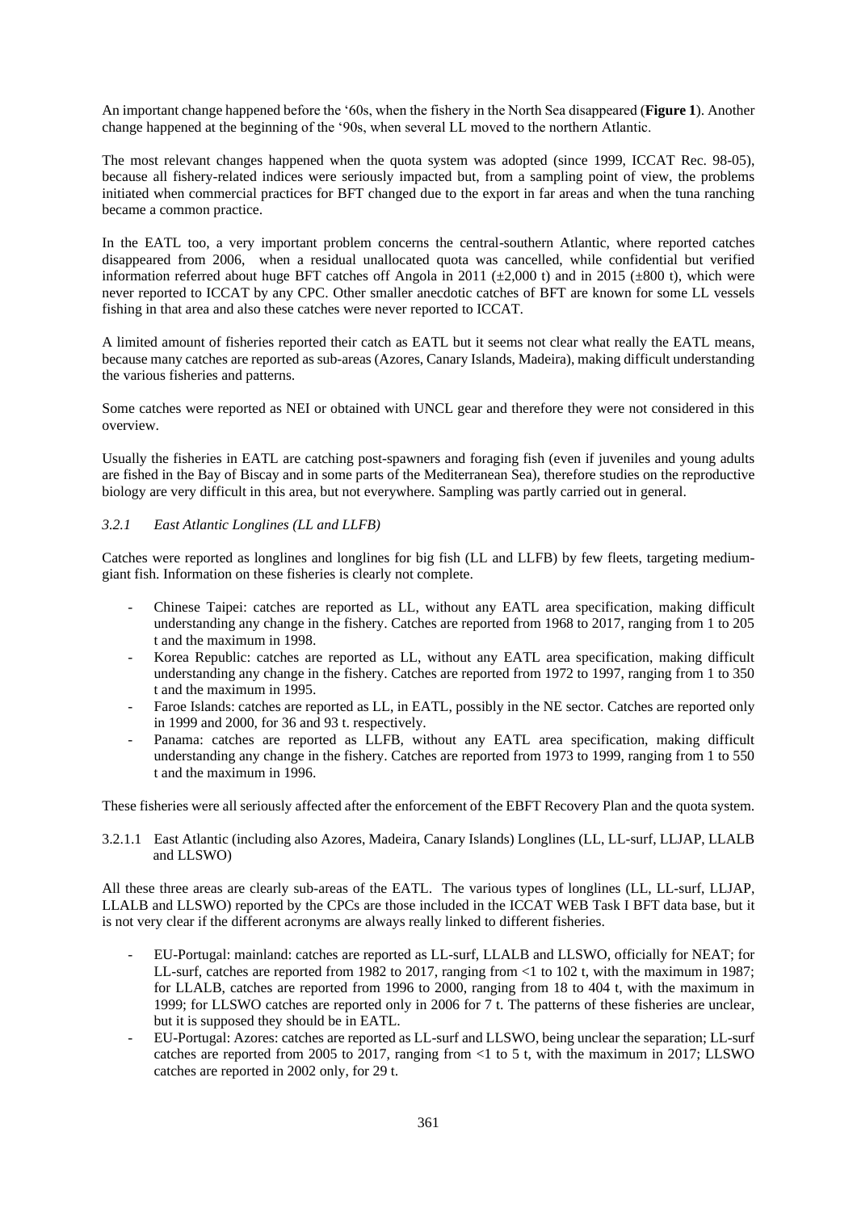An important change happened before the '60s, when the fishery in the North Sea disappeared (**Figure 1**). Another change happened at the beginning of the '90s, when several LL moved to the northern Atlantic.

The most relevant changes happened when the quota system was adopted (since 1999, ICCAT Rec. 98-05), because all fishery-related indices were seriously impacted but, from a sampling point of view, the problems initiated when commercial practices for BFT changed due to the export in far areas and when the tuna ranching became a common practice.

In the EATL too, a very important problem concerns the central-southern Atlantic, where reported catches disappeared from 2006, when a residual unallocated quota was cancelled, while confidential but verified information referred about huge BFT catches off Angola in 2011 (±2,000 t) and in 2015 (±800 t), which were never reported to ICCAT by any CPC. Other smaller anecdotic catches of BFT are known for some LL vessels fishing in that area and also these catches were never reported to ICCAT.

A limited amount of fisheries reported their catch as EATL but it seems not clear what really the EATL means, because many catches are reported as sub-areas (Azores, Canary Islands, Madeira), making difficult understanding the various fisheries and patterns.

Some catches were reported as NEI or obtained with UNCL gear and therefore they were not considered in this overview.

Usually the fisheries in EATL are catching post-spawners and foraging fish (even if juveniles and young adults are fished in the Bay of Biscay and in some parts of the Mediterranean Sea), therefore studies on the reproductive biology are very difficult in this area, but not everywhere. Sampling was partly carried out in general.

### *3.2.1 East Atlantic Longlines (LL and LLFB)*

Catches were reported as longlines and longlines for big fish (LL and LLFB) by few fleets, targeting medium-giant fish. Information on these fisheries is clearly not complete.

- Chinese Taipei: catches are reported as LL, without any EATL area specification, making difficult understanding any change in the fishery. Catches are reported from 1968 to 2017, ranging from 1 to 205 t and the maximum in 1998.
- Korea Republic: catches are reported as LL, without any EATL area specification, making difficult understanding any change in the fishery. Catches are reported from 1972 to 1997, ranging from 1 to 350 t and the maximum in 1995.
- Faroe Islands: catches are reported as LL, in EATL, possibly in the NE sector. Catches are reported only in 1999 and 2000, for 36 and 93 t. respectively.
- Panama: catches are reported as LLFB, without any EATL area specification, making difficult understanding any change in the fishery. Catches are reported from 1973 to 1999, ranging from 1 to 550 t and the maximum in 1996.

These fisheries were all seriously affected after the enforcement of the EBFT Recovery Plan and the quota system.

#### 3.2.1.1 East Atlantic (including also Azores, Madeira, Canary Islands) Longlines (LL, LL-surf, LLJAP, LLALB and LLSWO)

All these three areas are clearly sub-areas of the EATL. The various types of longlines (LL, LL-surf, LLJAP, LLALB and LLSWO) reported by the CPCs are those included in the ICCAT WEB Task I BFT data base, but it is not very clear if the different acronyms are always really linked to different fisheries.

- EU-Portugal: mainland: catches are reported as LL-surf, LLALB and LLSWO, officially for NEAT; for LL-surf, catches are reported from 1982 to 2017, ranging from <1 to 102 t, with the maximum in 1987; for LLALB, catches are reported from 1996 to 2000, ranging from 18 to 404 t, with the maximum in 1999; for LLSWO catches are reported only in 2006 for 7 t. The patterns of these fisheries are unclear, but it is supposed they should be in EATL.
- EU-Portugal: Azores: catches are reported as LL-surf and LLSWO, being unclear the separation; LL-surf catches are reported from 2005 to 2017, ranging from <1 to 5 t, with the maximum in 2017; LLSWO catches are reported in 2002 only, for 29 t.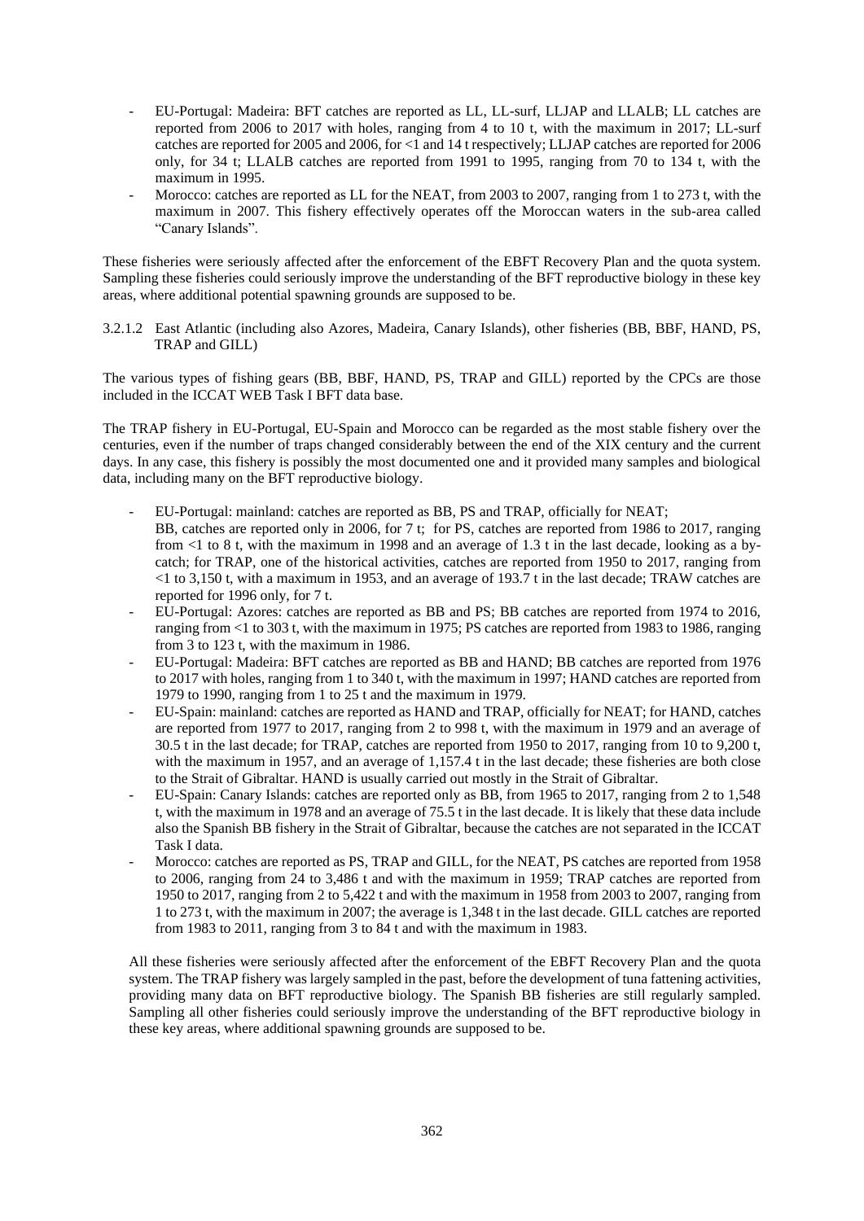- EU-Portugal: Madeira: BFT catches are reported as LL, LL-surf, LLJAP and LLALB; LL catches are reported from 2006 to 2017 with holes, ranging from 4 to 10 t, with the maximum in 2017; LL-surf catches are reported for 2005 and 2006, for <1 and 14 t respectively; LLJAP catches are reported for 2006 only, for 34 t; LLALB catches are reported from 1991 to 1995, ranging from 70 to 134 t, with the maximum in 1995.
- Morocco: catches are reported as LL for the NEAT, from 2003 to 2007, ranging from 1 to 273 t, with the maximum in 2007. This fishery effectively operates off the Moroccan waters in the sub-area called "Canary Islands".

These fisheries were seriously affected after the enforcement of the EBFT Recovery Plan and the quota system. Sampling these fisheries could seriously improve the understanding of the BFT reproductive biology in these key areas, where additional potential spawning grounds are supposed to be.

#### 3.2.1.2 East Atlantic (including also Azores, Madeira, Canary Islands), other fisheries (BB, BBF, HAND, PS, TRAP and GILL)

The various types of fishing gears (BB, BBF, HAND, PS, TRAP and GILL) reported by the CPCs are those included in the ICCAT WEB Task I BFT data base.

The TRAP fishery in EU-Portugal, EU-Spain and Morocco can be regarded as the most stable fishery over the centuries, even if the number of traps changed considerably between the end of the XIX century and the current days. In any case, this fishery is possibly the most documented one and it provided many samples and biological data, including many on the BFT reproductive biology.

- EU-Portugal: mainland: catches are reported as BB, PS and TRAP, officially for NEAT; BB, catches are reported only in 2006, for 7 t; for PS, catches are reported from 1986 to 2017, ranging from <1 to 8 t, with the maximum in 1998 and an average of 1.3 t in the last decade, looking as a by-catch; for TRAP, one of the historical activities, catches are reported from 1950 to 2017, ranging from <1 to 3,150 t, with a maximum in 1953, and an average of 193.7 t in the last decade; TRAW catches are reported for 1996 only, for 7 t.
- EU-Portugal: Azores: catches are reported as BB and PS; BB catches are reported from 1974 to 2016, ranging from <1 to 303 t, with the maximum in 1975; PS catches are reported from 1983 to 1986, ranging from 3 to 123 t, with the maximum in 1986.
- EU-Portugal: Madeira: BFT catches are reported as BB and HAND; BB catches are reported from 1976 to 2017 with holes, ranging from 1 to 340 t, with the maximum in 1997; HAND catches are reported from 1979 to 1990, ranging from 1 to 25 t and the maximum in 1979.
- EU-Spain: mainland: catches are reported as HAND and TRAP, officially for NEAT; for HAND, catches are reported from 1977 to 2017, ranging from 2 to 998 t, with the maximum in 1979 and an average of 30.5 t in the last decade; for TRAP, catches are reported from 1950 to 2017, ranging from 10 to 9,200 t, with the maximum in 1957, and an average of 1,157.4 t in the last decade; these fisheries are both close to the Strait of Gibraltar. HAND is usually carried out mostly in the Strait of Gibraltar.
- EU-Spain: Canary Islands: catches are reported only as BB, from 1965 to 2017, ranging from 2 to 1,548 t, with the maximum in 1978 and an average of 75.5 t in the last decade. It is likely that these data include also the Spanish BB fishery in the Strait of Gibraltar, because the catches are not separated in the ICCAT Task I data.
- Morocco: catches are reported as PS, TRAP and GILL, for the NEAT, PS catches are reported from 1958 to 2006, ranging from 24 to 3,486 t and with the maximum in 1959; TRAP catches are reported from 1950 to 2017, ranging from 2 to 5,422 t and with the maximum in 1958 from 2003 to 2007, ranging from 1 to 273 t, with the maximum in 2007; the average is 1,348 t in the last decade. GILL catches are reported from 1983 to 2011, ranging from 3 to 84 t and with the maximum in 1983.

All these fisheries were seriously affected after the enforcement of the EBFT Recovery Plan and the quota system. The TRAP fishery was largely sampled in the past, before the development of tuna fattening activities, providing many data on BFT reproductive biology. The Spanish BB fisheries are still regularly sampled. Sampling all other fisheries could seriously improve the understanding of the BFT reproductive biology in these key areas, where additional spawning grounds are supposed to be.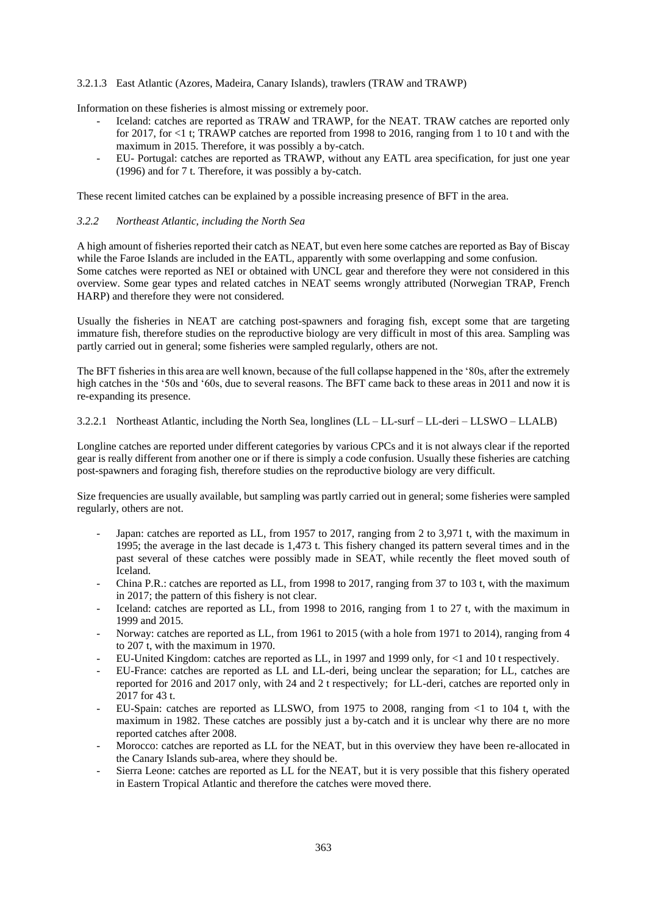#### 3.2.1.3 East Atlantic (Azores, Madeira, Canary Islands), trawlers (TRAW and TRAWP)

Information on these fisheries is almost missing or extremely poor.

- Iceland: catches are reported as TRAW and TRAWP, for the NEAT. TRAW catches are reported only for 2017, for <1 t; TRAWP catches are reported from 1998 to 2016, ranging from 1 to 10 t and with the maximum in 2015. Therefore, it was possibly a by-catch.
- EU- Portugal: catches are reported as TRAWP, without any EATL area specification, for just one year (1996) and for 7 t. Therefore, it was possibly a by-catch.

These recent limited catches can be explained by a possible increasing presence of BFT in the area.

### *3.2.2 Northeast Atlantic, including the North Sea*

A high amount of fisheries reported their catch as NEAT, but even here some catches are reported as Bay of Biscay while the Faroe Islands are included in the EATL, apparently with some overlapping and some confusion. Some catches were reported as NEI or obtained with UNCL gear and therefore they were not considered in this overview. Some gear types and related catches in NEAT seems wrongly attributed (Norwegian TRAP, French HARP) and therefore they were not considered.

Usually the fisheries in NEAT are catching post-spawners and foraging fish, except some that are targeting immature fish, therefore studies on the reproductive biology are very difficult in most of this area. Sampling was partly carried out in general; some fisheries were sampled regularly, others are not.

The BFT fisheries in this area are well known, because of the full collapse happened in the '80s, after the extremely high catches in the '50s and '60s, due to several reasons. The BFT came back to these areas in 2011 and now it is re-expanding its presence.

#### 3.2.2.1 Northeast Atlantic, including the North Sea, longlines (LL – LL-surf – LL-deri – LLSWO – LLALB)

Longline catches are reported under different categories by various CPCs and it is not always clear if the reported gear is really different from another one or if there is simply a code confusion. Usually these fisheries are catching post-spawners and foraging fish, therefore studies on the reproductive biology are very difficult.

Size frequencies are usually available, but sampling was partly carried out in general; some fisheries were sampled regularly, others are not.

- Japan: catches are reported as LL, from 1957 to 2017, ranging from 2 to 3,971 t, with the maximum in 1995; the average in the last decade is 1,473 t. This fishery changed its pattern several times and in the past several of these catches were possibly made in SEAT, while recently the fleet moved south of Iceland.
- China P.R.: catches are reported as LL, from 1998 to 2017, ranging from 37 to 103 t, with the maximum in 2017; the pattern of this fishery is not clear.
- Iceland: catches are reported as LL, from 1998 to 2016, ranging from 1 to 27 t, with the maximum in 1999 and 2015.
- Norway: catches are reported as LL, from 1961 to 2015 (with a hole from 1971 to 2014), ranging from 4 to 207 t, with the maximum in 1970.
- EU-United Kingdom: catches are reported as LL, in 1997 and 1999 only, for <1 and 10 t respectively.
- EU-France: catches are reported as LL and LL-deri, being unclear the separation; for LL, catches are reported for 2016 and 2017 only, with 24 and 2 t respectively; for LL-deri, catches are reported only in 2017 for 43 t.
- EU-Spain: catches are reported as LLSWO, from 1975 to 2008, ranging from <1 to 104 t, with the maximum in 1982. These catches are possibly just a by-catch and it is unclear why there are no more reported catches after 2008.
- Morocco: catches are reported as LL for the NEAT, but in this overview they have been re-allocated in the Canary Islands sub-area, where they should be.
- Sierra Leone: catches are reported as LL for the NEAT, but it is very possible that this fishery operated in Eastern Tropical Atlantic and therefore the catches were moved there.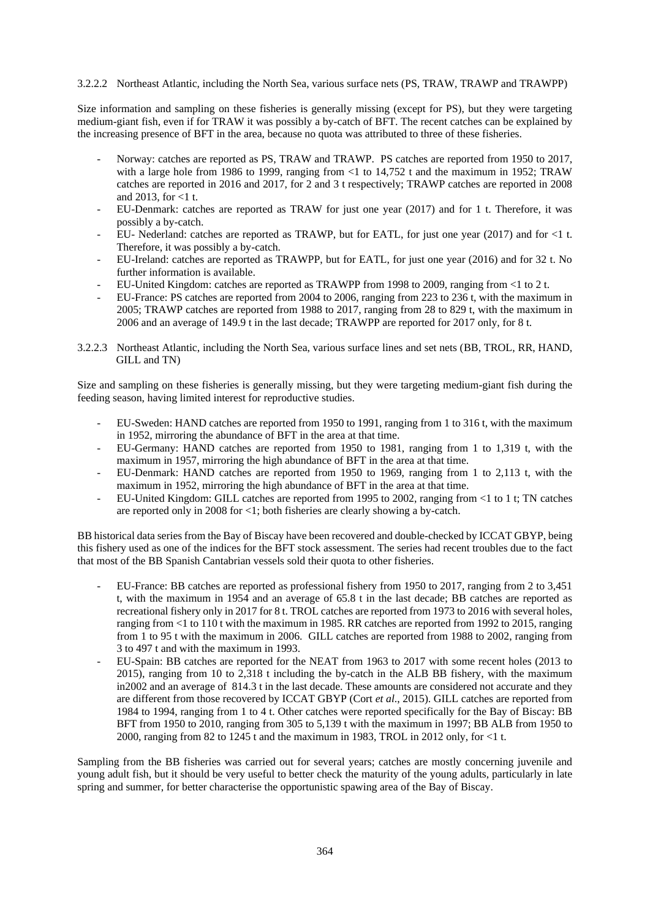#### 3.2.2.2 Northeast Atlantic, including the North Sea, various surface nets (PS, TRAW, TRAWP and TRAWPP)

Size information and sampling on these fisheries is generally missing (except for PS), but they were targeting medium-giant fish, even if for TRAW it was possibly a by-catch of BFT. The recent catches can be explained by the increasing presence of BFT in the area, because no quota was attributed to three of these fisheries.

- Norway: catches are reported as PS, TRAW and TRAWP. PS catches are reported from 1950 to 2017, with a large hole from 1986 to 1999, ranging from <1 to 14,752 t and the maximum in 1952; TRAW catches are reported in 2016 and 2017, for 2 and 3 t respectively; TRAWP catches are reported in 2008 and 2013, for <1 t.
- EU-Denmark: catches are reported as TRAW for just one year (2017) and for 1 t. Therefore, it was possibly a by-catch.
- EU- Nederland: catches are reported as TRAWP, but for EATL, for just one year (2017) and for <1 t. Therefore, it was possibly a by-catch.
- EU-Ireland: catches are reported as TRAWPP, but for EATL, for just one year (2016) and for 32 t. No further information is available.
- EU-United Kingdom: catches are reported as TRAWPP from 1998 to 2009, ranging from <1 to 2 t.
- EU-France: PS catches are reported from 2004 to 2006, ranging from 223 to 236 t, with the maximum in 2005; TRAWP catches are reported from 1988 to 2017, ranging from 28 to 829 t, with the maximum in 2006 and an average of 149.9 t in the last decade; TRAWPP are reported for 2017 only, for 8 t.

#### 3.2.2.3 Northeast Atlantic, including the North Sea, various surface lines and set nets (BB, TROL, RR, HAND, GILL and TN)

Size and sampling on these fisheries is generally missing, but they were targeting medium-giant fish during the feeding season, having limited interest for reproductive studies.

- EU-Sweden: HAND catches are reported from 1950 to 1991, ranging from 1 to 316 t, with the maximum in 1952, mirroring the abundance of BFT in the area at that time.
- EU-Germany: HAND catches are reported from 1950 to 1981, ranging from 1 to 1,319 t, with the maximum in 1957, mirroring the high abundance of BFT in the area at that time.
- EU-Denmark: HAND catches are reported from 1950 to 1969, ranging from 1 to 2,113 t, with the maximum in 1952, mirroring the high abundance of BFT in the area at that time.
- EU-United Kingdom: GILL catches are reported from 1995 to 2002, ranging from <1 to 1 t; TN catches are reported only in 2008 for <1; both fisheries are clearly showing a by-catch.

BB historical data series from the Bay of Biscay have been recovered and double-checked by ICCAT GBYP, being this fishery used as one of the indices for the BFT stock assessment. The series had recent troubles due to the fact that most of the BB Spanish Cantabrian vessels sold their quota to other fisheries.

- EU-France: BB catches are reported as professional fishery from 1950 to 2017, ranging from 2 to 3,451 t, with the maximum in 1954 and an average of 65.8 t in the last decade; BB catches are reported as recreational fishery only in 2017 for 8 t. TROL catches are reported from 1973 to 2016 with several holes, ranging from <1 to 110 t with the maximum in 1985. RR catches are reported from 1992 to 2015, ranging from 1 to 95 t with the maximum in 2006. GILL catches are reported from 1988 to 2002, ranging from 3 to 497 t and with the maximum in 1993.
- EU-Spain: BB catches are reported for the NEAT from 1963 to 2017 with some recent holes (2013 to 2015), ranging from 10 to 2,318 t including the by-catch in the ALB BB fishery, with the maximum in2002 and an average of 814.3 t in the last decade. These amounts are considered not accurate and they are different from those recovered by ICCAT GBYP (Cort *et al*., 2015). GILL catches are reported from 1984 to 1994, ranging from 1 to 4 t. Other catches were reported specifically for the Bay of Biscay: BB BFT from 1950 to 2010, ranging from 305 to 5,139 t with the maximum in 1997; BB ALB from 1950 to 2000, ranging from 82 to 1245 t and the maximum in 1983, TROL in 2012 only, for <1 t.

Sampling from the BB fisheries was carried out for several years; catches are mostly concerning juvenile and young adult fish, but it should be very useful to better check the maturity of the young adults, particularly in late spring and summer, for better characterise the opportunistic spawing area of the Bay of Biscay.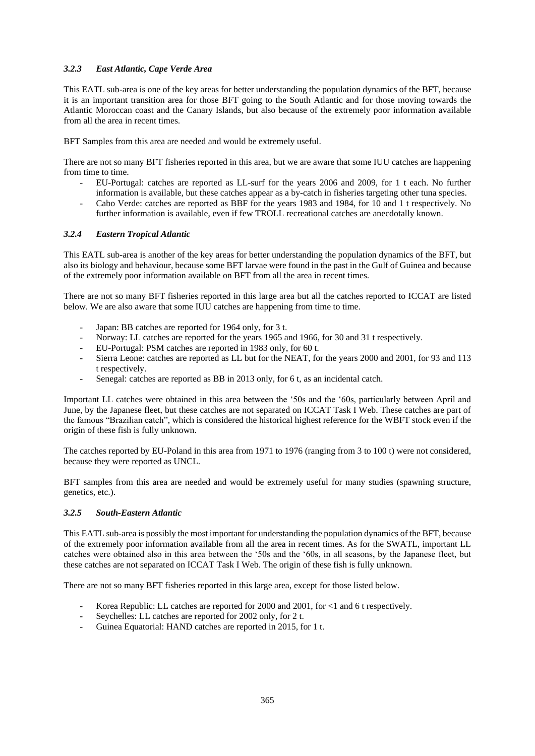### *3.2.3 East Atlantic, Cape Verde Area*

This EATL sub-area is one of the key areas for better understanding the population dynamics of the BFT, because it is an important transition area for those BFT going to the South Atlantic and for those moving towards the Atlantic Moroccan coast and the Canary Islands, but also because of the extremely poor information available from all the area in recent times.

BFT Samples from this area are needed and would be extremely useful.

There are not so many BFT fisheries reported in this area, but we are aware that some IUU catches are happening from time to time.

- EU-Portugal: catches are reported as LL-surf for the years 2006 and 2009, for 1 t each. No further information is available, but these catches appear as a by-catch in fisheries targeting other tuna species.
- Cabo Verde: catches are reported as BBF for the years 1983 and 1984, for 10 and 1 t respectively. No further information is available, even if few TROLL recreational catches are anecdotally known.

### *3.2.4 Eastern Tropical Atlantic*

This EATL sub-area is another of the key areas for better understanding the population dynamics of the BFT, but also its biology and behaviour, because some BFT larvae were found in the past in the Gulf of Guinea and because of the extremely poor information available on BFT from all the area in recent times.

There are not so many BFT fisheries reported in this large area but all the catches reported to ICCAT are listed below. We are also aware that some IUU catches are happening from time to time.

- Japan: BB catches are reported for 1964 only, for 3 t.
- Norway: LL catches are reported for the years 1965 and 1966, for 30 and 31 t respectively.
- EU-Portugal: PSM catches are reported in 1983 only, for 60 t.
- Sierra Leone: catches are reported as LL but for the NEAT, for the years 2000 and 2001, for 93 and 113 t respectively.
- Senegal: catches are reported as BB in 2013 only, for 6 t, as an incidental catch.

Important LL catches were obtained in this area between the '50s and the '60s, particularly between April and June, by the Japanese fleet, but these catches are not separated on ICCAT Task I Web. These catches are part of the famous "Brazilian catch", which is considered the historical highest reference for the WBFT stock even if the origin of these fish is fully unknown.

The catches reported by EU-Poland in this area from 1971 to 1976 (ranging from 3 to 100 t) were not considered, because they were reported as UNCL.

BFT samples from this area are needed and would be extremely useful for many studies (spawning structure, genetics, etc.).

### *3.2.5 South-Eastern Atlantic*

This EATL sub-area is possibly the most important for understanding the population dynamics of the BFT, because of the extremely poor information available from all the area in recent times. As for the SWATL, important LL catches were obtained also in this area between the '50s and the '60s, in all seasons, by the Japanese fleet, but these catches are not separated on ICCAT Task I Web. The origin of these fish is fully unknown.

There are not so many BFT fisheries reported in this large area, except for those listed below.

- Korea Republic: LL catches are reported for 2000 and 2001, for <1 and 6 t respectively.
- Seychelles: LL catches are reported for 2002 only, for 2 t.
- Guinea Equatorial: HAND catches are reported in 2015, for 1 t.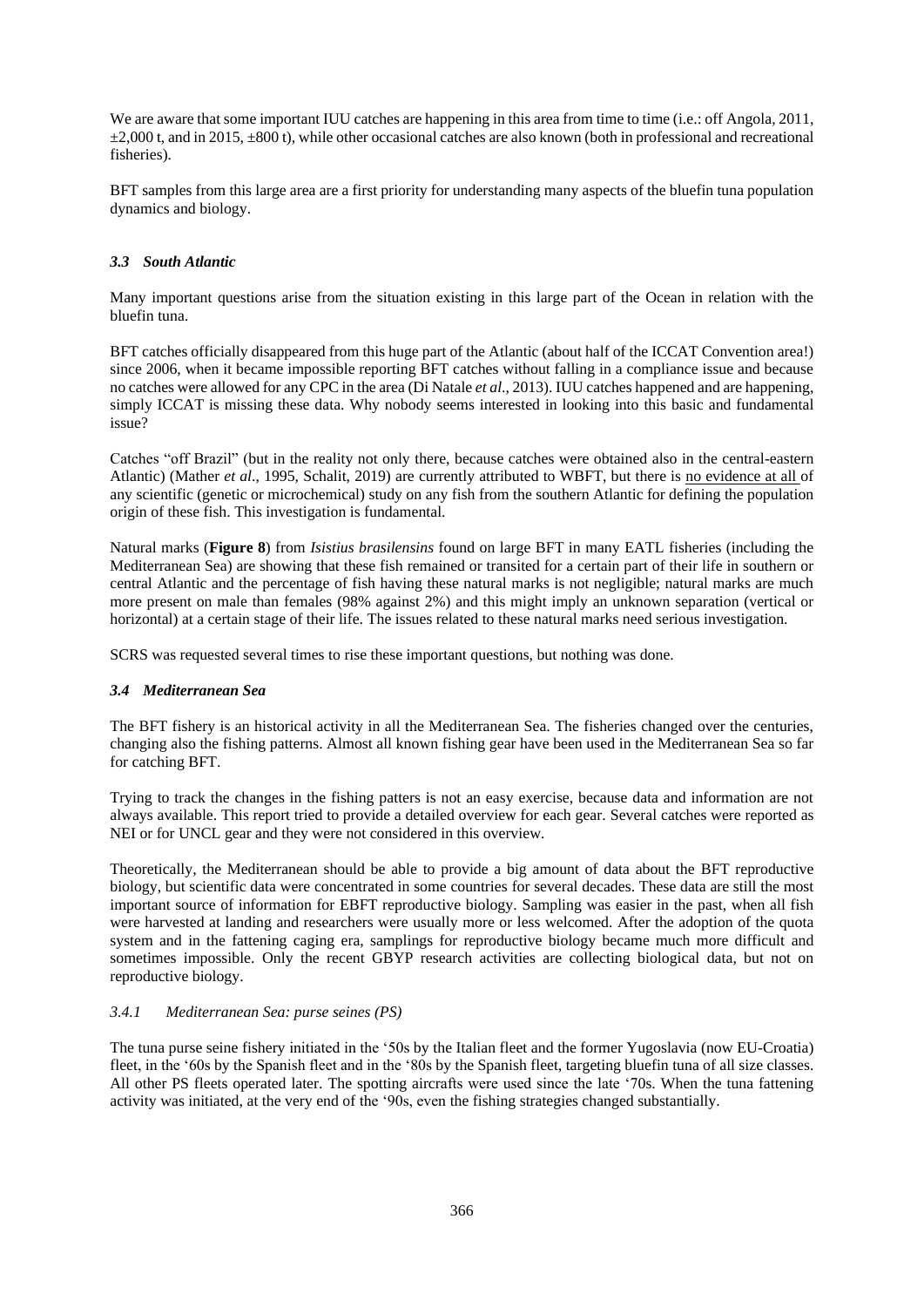We are aware that some important IUU catches are happening in this area from time to time (i.e.: off Angola, 2011, ±2,000 t, and in 2015, ±800 t), while other occasional catches are also known (both in professional and recreational fisheries).

BFT samples from this large area are a first priority for understanding many aspects of the bluefin tuna population dynamics and biology.

### *3.3 South Atlantic*

Many important questions arise from the situation existing in this large part of the Ocean in relation with the bluefin tuna.

BFT catches officially disappeared from this huge part of the Atlantic (about half of the ICCAT Convention area!) since 2006, when it became impossible reporting BFT catches without falling in a compliance issue and because no catches were allowed for any CPC in the area (Di Natale *et al*., 2013). IUU catches happened and are happening, simply ICCAT is missing these data. Why nobody seems interested in looking into this basic and fundamental issue?

Catches "off Brazil" (but in the reality not only there, because catches were obtained also in the central-eastern Atlantic) (Mather *et al*., 1995, Schalit, 2019) are currently attributed to WBFT, but there is no evidence at all of any scientific (genetic or microchemical) study on any fish from the southern Atlantic for defining the population origin of these fish. This investigation is fundamental.

Natural marks (**Figure 8**) from *Isistius brasilensins* found on large BFT in many EATL fisheries (including the Mediterranean Sea) are showing that these fish remained or transited for a certain part of their life in southern or central Atlantic and the percentage of fish having these natural marks is not negligible; natural marks are much more present on male than females (98% against 2%) and this might imply an unknown separation (vertical or horizontal) at a certain stage of their life. The issues related to these natural marks need serious investigation.

SCRS was requested several times to rise these important questions, but nothing was done.

### *3.4 Mediterranean Sea*

The BFT fishery is an historical activity in all the Mediterranean Sea. The fisheries changed over the centuries, changing also the fishing patterns. Almost all known fishing gear have been used in the Mediterranean Sea so far for catching BFT.

Trying to track the changes in the fishing patters is not an easy exercise, because data and information are not always available. This report tried to provide a detailed overview for each gear. Several catches were reported as NEI or for UNCL gear and they were not considered in this overview.

Theoretically, the Mediterranean should be able to provide a big amount of data about the BFT reproductive biology, but scientific data were concentrated in some countries for several decades. These data are still the most important source of information for EBFT reproductive biology. Sampling was easier in the past, when all fish were harvested at landing and researchers were usually more or less welcomed. After the adoption of the quota system and in the fattening caging era, samplings for reproductive biology became much more difficult and sometimes impossible. Only the recent GBYP research activities are collecting biological data, but not on reproductive biology.

#### *3.4.1 Mediterranean Sea: purse seines (PS)*

The tuna purse seine fishery initiated in the '50s by the Italian fleet and the former Yugoslavia (now EU-Croatia) fleet, in the '60s by the Spanish fleet and in the '80s by the Spanish fleet, targeting bluefin tuna of all size classes. All other PS fleets operated later. The spotting aircrafts were used since the late '70s. When the tuna fattening activity was initiated, at the very end of the '90s, even the fishing strategies changed substantially.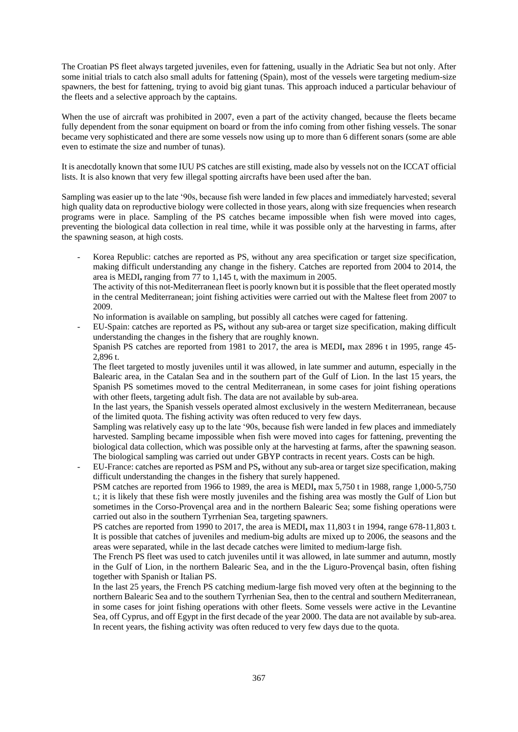The Croatian PS fleet always targeted juveniles, even for fattening, usually in the Adriatic Sea but not only. After some initial trials to catch also small adults for fattening (Spain), most of the vessels were targeting medium-size spawners, the best for fattening, trying to avoid big giant tunas. This approach induced a particular behaviour of the fleets and a selective approach by the captains.

When the use of aircraft was prohibited in 2007, even a part of the activity changed, because the fleets became fully dependent from the sonar equipment on board or from the info coming from other fishing vessels. The sonar became very sophisticated and there are some vessels now using up to more than 6 different sonars (some are able even to estimate the size and number of tunas).

It is anecdotally known that some IUU PS catches are still existing, made also by vessels not on the ICCAT official lists. It is also known that very few illegal spotting aircrafts have been used after the ban.

Sampling was easier up to the late '90s, because fish were landed in few places and immediately harvested; several high quality data on reproductive biology were collected in those years, along with size frequencies when research programs were in place. Sampling of the PS catches became impossible when fish were moved into cages, preventing the biological data collection in real time, while it was possible only at the harvesting in farms, after the spawning season, at high costs.

- Korea Republic: catches are reported as PS, without any area specification or target size specification, making difficult understanding any change in the fishery. Catches are reported from 2004 to 2014, the area is MEDI**,** ranging from 77 to 1,145 t, with the maximum in 2005.
  The activity of this not-Mediterranean fleet is poorly known but it is possible that the fleet operated mostly in the central Mediterranean; joint fishing activities were carried out with the Maltese fleet from 2007 to 2009.
  No information is available on sampling, but possibly all catches were caged for fattening.
- EU-Spain: catches are reported as PS**,** without any sub-area or target size specification, making difficult understanding the changes in the fishery that are roughly known.
  Spanish PS catches are reported from 1981 to 2017, the area is MEDI**,** max 2896 t in 1995, range 45-2,896 t.
  The fleet targeted to mostly juveniles until it was allowed, in late summer and autumn, especially in the Balearic area, in the Catalan Sea and in the southern part of the Gulf of Lion. In the last 15 years, the Spanish PS sometimes moved to the central Mediterranean, in some cases for joint fishing operations with other fleets, targeting adult fish. The data are not available by sub-area.
  In the last years, the Spanish vessels operated almost exclusively in the western Mediterranean, because of the limited quota. The fishing activity was often reduced to very few days.
  Sampling was relatively easy up to the late '90s, because fish were landed in few places and immediately harvested. Sampling became impossible when fish were moved into cages for fattening, preventing the biological data collection, which was possible only at the harvesting at farms, after the spawning season. The biological sampling was carried out under GBYP contracts in recent years. Costs can be high.
- EU-France: catches are reported as PSM and PS**,** without any sub-area or target size specification, making difficult understanding the changes in the fishery that surely happened.
  PSM catches are reported from 1966 to 1989, the area is MEDI**,** max 5,750 t in 1988, range 1,000-5,750 t.; it is likely that these fish were mostly juveniles and the fishing area was mostly the Gulf of Lion but sometimes in the Corso-Provençal area and in the northern Balearic Sea; some fishing operations were carried out also in the southern Tyrrhenian Sea, targeting spawners.
  PS catches are reported from 1990 to 2017, the area is MEDI**,** max 11,803 t in 1994, range 678-11,803 t. It is possible that catches of juveniles and medium-big adults are mixed up to 2006, the seasons and the areas were separated, while in the last decade catches were limited to medium-large fish.
  The French PS fleet was used to catch juveniles until it was allowed, in late summer and autumn, mostly in the Gulf of Lion, in the northern Balearic Sea, and in the the Liguro-Provençal basin, often fishing together with Spanish or Italian PS.
  In the last 25 years, the French PS catching medium-large fish moved very often at the beginning to the northern Balearic Sea and to the southern Tyrrhenian Sea, then to the central and southern Mediterranean, in some cases for joint fishing operations with other fleets. Some vessels were active in the Levantine Sea, off Cyprus, and off Egypt in the first decade of the year 2000. The data are not available by sub-area. In recent years, the fishing activity was often reduced to very few days due to the quota.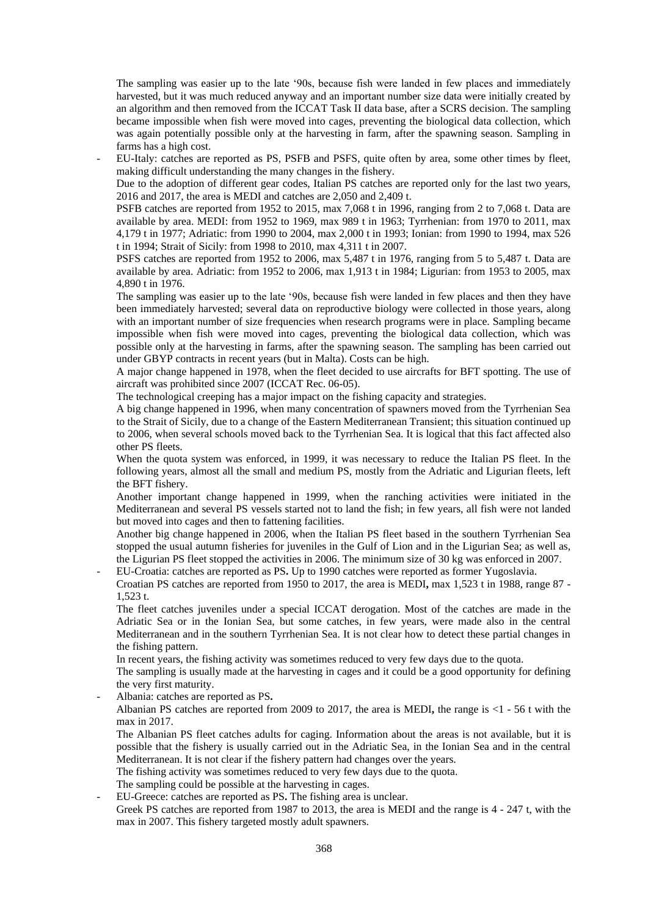The sampling was easier up to the late '90s, because fish were landed in few places and immediately harvested, but it was much reduced anyway and an important number size data were initially created by an algorithm and then removed from the ICCAT Task II data base, after a SCRS decision. The sampling became impossible when fish were moved into cages, preventing the biological data collection, which was again potentially possible only at the harvesting in farm, after the spawning season. Sampling in farms has a high cost.

- EU-Italy: catches are reported as PS, PSFB and PSFS, quite often by area, some other times by fleet, making difficult understanding the many changes in the fishery.

  Due to the adoption of different gear codes, Italian PS catches are reported only for the last two years, 2016 and 2017, the area is MEDI and catches are 2,050 and 2,409 t.

  PSFB catches are reported from 1952 to 2015, max 7,068 t in 1996, ranging from 2 to 7,068 t. Data are available by area. MEDI: from 1952 to 1969, max 989 t in 1963; Tyrrhenian: from 1970 to 2011, max 4,179 t in 1977; Adriatic: from 1990 to 2004, max 2,000 t in 1993; Ionian: from 1990 to 1994, max 526 t in 1994; Strait of Sicily: from 1998 to 2010, max 4,311 t in 2007.

  PSFS catches are reported from 1952 to 2006, max 5,487 t in 1976, ranging from 5 to 5,487 t. Data are available by area. Adriatic: from 1952 to 2006, max 1,913 t in 1984; Ligurian: from 1953 to 2005, max 4,890 t in 1976.

  The sampling was easier up to the late '90s, because fish were landed in few places and then they have been immediately harvested; several data on reproductive biology were collected in those years, along with an important number of size frequencies when research programs were in place. Sampling became impossible when fish were moved into cages, preventing the biological data collection, which was possible only at the harvesting in farms, after the spawning season. The sampling has been carried out under GBYP contracts in recent years (but in Malta). Costs can be high.

  A major change happened in 1978, when the fleet decided to use aircrafts for BFT spotting. The use of aircraft was prohibited since 2007 (ICCAT Rec. 06-05).

  The technological creeping has a major impact on the fishing capacity and strategies.

  A big change happened in 1996, when many concentration of spawners moved from the Tyrrhenian Sea to the Strait of Sicily, due to a change of the Eastern Mediterranean Transient; this situation continued up to 2006, when several schools moved back to the Tyrrhenian Sea. It is logical that this fact affected also other PS fleets.

  When the quota system was enforced, in 1999, it was necessary to reduce the Italian PS fleet. In the following years, almost all the small and medium PS, mostly from the Adriatic and Ligurian fleets, left the BFT fishery.

  Another important change happened in 1999, when the ranching activities were initiated in the Mediterranean and several PS vessels started not to land the fish; in few years, all fish were not landed but moved into cages and then to fattening facilities.

  Another big change happened in 2006, when the Italian PS fleet based in the southern Tyrrhenian Sea stopped the usual autumn fisheries for juveniles in the Gulf of Lion and in the Ligurian Sea; as well as, the Ligurian PS fleet stopped the activities in 2006. The minimum size of 30 kg was enforced in 2007.

- EU-Croatia: catches are reported as PS**.** Up to 1990 catches were reported as former Yugoslavia.

  Croatian PS catches are reported from 1950 to 2017, the area is MEDI**,** max 1,523 t in 1988, range 87 - 1,523 t.

  The fleet catches juveniles under a special ICCAT derogation. Most of the catches are made in the Adriatic Sea or in the Ionian Sea, but some catches, in few years, were made also in the central Mediterranean and in the southern Tyrrhenian Sea. It is not clear how to detect these partial changes in the fishing pattern.

  In recent years, the fishing activity was sometimes reduced to very few days due to the quota.

  The sampling is usually made at the harvesting in cages and it could be a good opportunity for defining the very first maturity.

- Albania: catches are reported as PS**.**

  Albanian PS catches are reported from 2009 to 2017, the area is MEDI**,** the range is <1 - 56 t with the max in 2017.

  The Albanian PS fleet catches adults for caging. Information about the areas is not available, but it is possible that the fishery is usually carried out in the Adriatic Sea, in the Ionian Sea and in the central Mediterranean. It is not clear if the fishery pattern had changes over the years.

  The fishing activity was sometimes reduced to very few days due to the quota.

  The sampling could be possible at the harvesting in cages.

- EU-Greece: catches are reported as PS**.** The fishing area is unclear.

  Greek PS catches are reported from 1987 to 2013, the area is MEDI and the range is 4 - 247 t, with the max in 2007. This fishery targeted mostly adult spawners.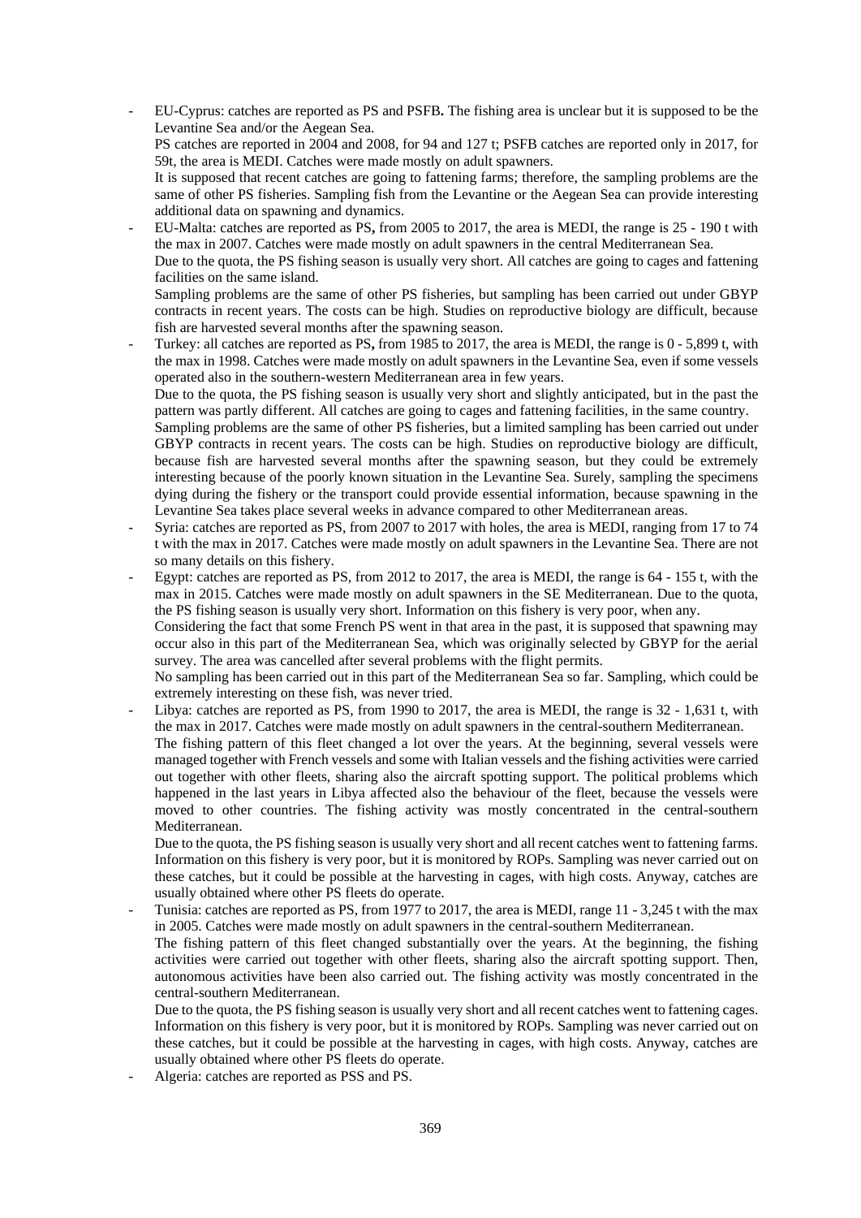- EU-Cyprus: catches are reported as PS and PSFB**.** The fishing area is unclear but it is supposed to be the Levantine Sea and/or the Aegean Sea.
  PS catches are reported in 2004 and 2008, for 94 and 127 t; PSFB catches are reported only in 2017, for 59t, the area is MEDI. Catches were made mostly on adult spawners.
  It is supposed that recent catches are going to fattening farms; therefore, the sampling problems are the same of other PS fisheries. Sampling fish from the Levantine or the Aegean Sea can provide interesting additional data on spawning and dynamics.
- EU-Malta: catches are reported as PS**,** from 2005 to 2017, the area is MEDI, the range is 25 - 190 t with the max in 2007. Catches were made mostly on adult spawners in the central Mediterranean Sea.
  Due to the quota, the PS fishing season is usually very short. All catches are going to cages and fattening facilities on the same island.
  Sampling problems are the same of other PS fisheries, but sampling has been carried out under GBYP contracts in recent years. The costs can be high. Studies on reproductive biology are difficult, because fish are harvested several months after the spawning season.
- Turkey: all catches are reported as PS**,** from 1985 to 2017, the area is MEDI, the range is 0 - 5,899 t, with the max in 1998. Catches were made mostly on adult spawners in the Levantine Sea, even if some vessels operated also in the southern-western Mediterranean area in few years.
  Due to the quota, the PS fishing season is usually very short and slightly anticipated, but in the past the pattern was partly different. All catches are going to cages and fattening facilities, in the same country.
  Sampling problems are the same of other PS fisheries, but a limited sampling has been carried out under GBYP contracts in recent years. The costs can be high. Studies on reproductive biology are difficult, because fish are harvested several months after the spawning season, but they could be extremely interesting because of the poorly known situation in the Levantine Sea. Surely, sampling the specimens dying during the fishery or the transport could provide essential information, because spawning in the Levantine Sea takes place several weeks in advance compared to other Mediterranean areas.
- Syria: catches are reported as PS, from 2007 to 2017 with holes, the area is MEDI, ranging from 17 to 74 t with the max in 2017. Catches were made mostly on adult spawners in the Levantine Sea. There are not so many details on this fishery.
- Egypt: catches are reported as PS, from 2012 to 2017, the area is MEDI, the range is 64 - 155 t, with the max in 2015. Catches were made mostly on adult spawners in the SE Mediterranean. Due to the quota, the PS fishing season is usually very short. Information on this fishery is very poor, when any.
  Considering the fact that some French PS went in that area in the past, it is supposed that spawning may occur also in this part of the Mediterranean Sea, which was originally selected by GBYP for the aerial survey. The area was cancelled after several problems with the flight permits.
  No sampling has been carried out in this part of the Mediterranean Sea so far. Sampling, which could be extremely interesting on these fish, was never tried.
- Libya: catches are reported as PS, from 1990 to 2017, the area is MEDI, the range is 32 - 1,631 t, with the max in 2017. Catches were made mostly on adult spawners in the central-southern Mediterranean.
  The fishing pattern of this fleet changed a lot over the years. At the beginning, several vessels were managed together with French vessels and some with Italian vessels and the fishing activities were carried out together with other fleets, sharing also the aircraft spotting support. The political problems which happened in the last years in Libya affected also the behaviour of the fleet, because the vessels were moved to other countries. The fishing activity was mostly concentrated in the central-southern Mediterranean.
  Due to the quota, the PS fishing season is usually very short and all recent catches went to fattening farms. Information on this fishery is very poor, but it is monitored by ROPs. Sampling was never carried out on these catches, but it could be possible at the harvesting in cages, with high costs. Anyway, catches are usually obtained where other PS fleets do operate.
- Tunisia: catches are reported as PS, from 1977 to 2017, the area is MEDI, range 11 - 3,245 t with the max in 2005. Catches were made mostly on adult spawners in the central-southern Mediterranean.
  The fishing pattern of this fleet changed substantially over the years. At the beginning, the fishing activities were carried out together with other fleets, sharing also the aircraft spotting support. Then, autonomous activities have been also carried out. The fishing activity was mostly concentrated in the central-southern Mediterranean.
  Due to the quota, the PS fishing season is usually very short and all recent catches went to fattening cages. Information on this fishery is very poor, but it is monitored by ROPs. Sampling was never carried out on these catches, but it could be possible at the harvesting in cages, with high costs. Anyway, catches are usually obtained where other PS fleets do operate.
- Algeria: catches are reported as PSS and PS.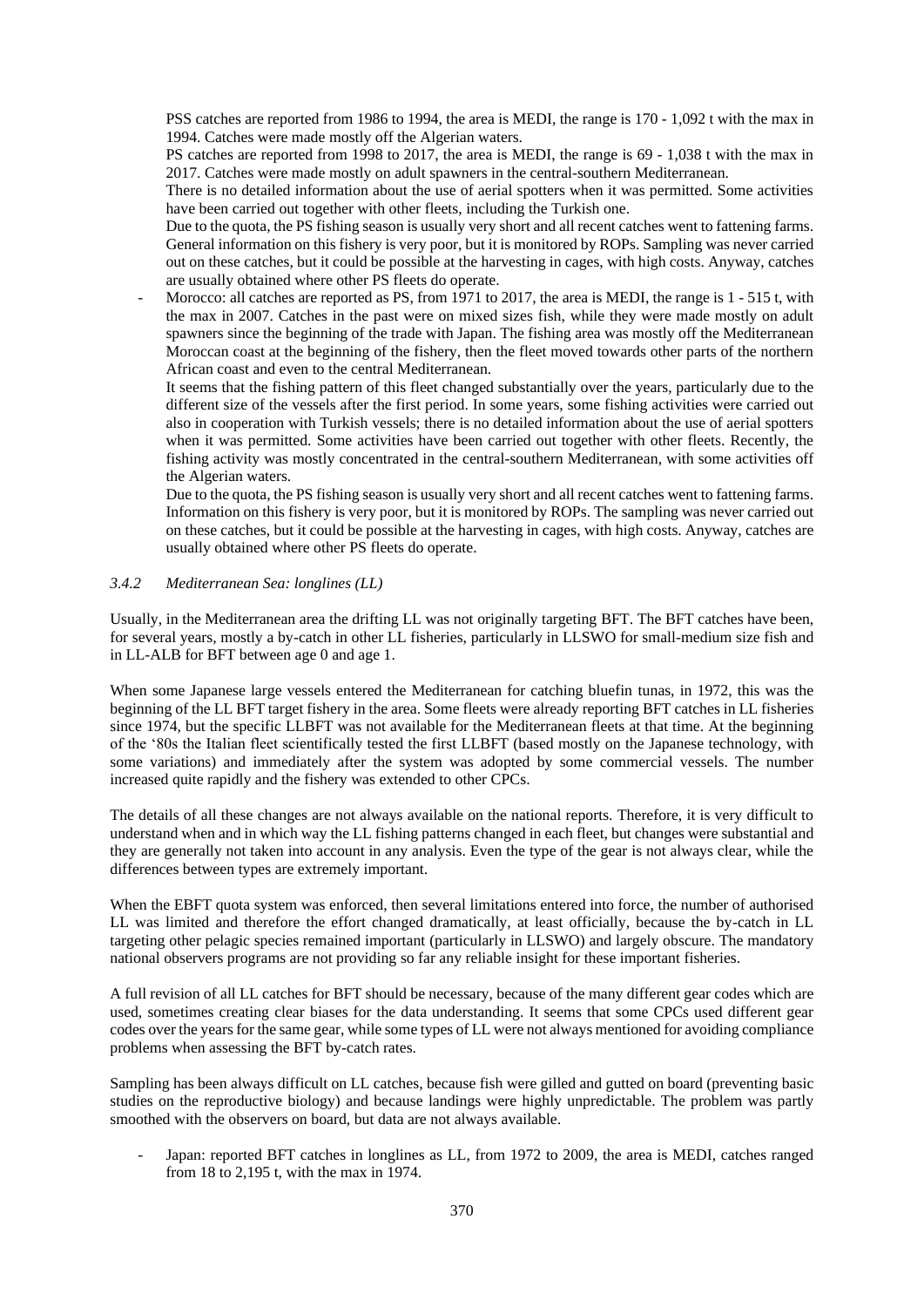PSS catches are reported from 1986 to 1994, the area is MEDI, the range is 170 - 1,092 t with the max in 1994. Catches were made mostly off the Algerian waters.

PS catches are reported from 1998 to 2017, the area is MEDI, the range is 69 - 1,038 t with the max in 2017. Catches were made mostly on adult spawners in the central-southern Mediterranean.

There is no detailed information about the use of aerial spotters when it was permitted. Some activities have been carried out together with other fleets, including the Turkish one.

Due to the quota, the PS fishing season is usually very short and all recent catches went to fattening farms. General information on this fishery is very poor, but it is monitored by ROPs. Sampling was never carried out on these catches, but it could be possible at the harvesting in cages, with high costs. Anyway, catches are usually obtained where other PS fleets do operate.

- Morocco: all catches are reported as PS, from 1971 to 2017, the area is MEDI, the range is 1 - 515 t, with the max in 2007. Catches in the past were on mixed sizes fish, while they were made mostly on adult spawners since the beginning of the trade with Japan. The fishing area was mostly off the Mediterranean Moroccan coast at the beginning of the fishery, then the fleet moved towards other parts of the northern African coast and even to the central Mediterranean.

  It seems that the fishing pattern of this fleet changed substantially over the years, particularly due to the different size of the vessels after the first period. In some years, some fishing activities were carried out also in cooperation with Turkish vessels; there is no detailed information about the use of aerial spotters when it was permitted. Some activities have been carried out together with other fleets. Recently, the fishing activity was mostly concentrated in the central-southern Mediterranean, with some activities off the Algerian waters.

  Due to the quota, the PS fishing season is usually very short and all recent catches went to fattening farms. Information on this fishery is very poor, but it is monitored by ROPs. The sampling was never carried out on these catches, but it could be possible at the harvesting in cages, with high costs. Anyway, catches are usually obtained where other PS fleets do operate.

### *3.4.2 Mediterranean Sea: longlines (LL)*

Usually, in the Mediterranean area the drifting LL was not originally targeting BFT. The BFT catches have been, for several years, mostly a by-catch in other LL fisheries, particularly in LLSWO for small-medium size fish and in LL-ALB for BFT between age 0 and age 1.

When some Japanese large vessels entered the Mediterranean for catching bluefin tunas, in 1972, this was the beginning of the LL BFT target fishery in the area. Some fleets were already reporting BFT catches in LL fisheries since 1974, but the specific LLBFT was not available for the Mediterranean fleets at that time. At the beginning of the '80s the Italian fleet scientifically tested the first LLBFT (based mostly on the Japanese technology, with some variations) and immediately after the system was adopted by some commercial vessels. The number increased quite rapidly and the fishery was extended to other CPCs.

The details of all these changes are not always available on the national reports. Therefore, it is very difficult to understand when and in which way the LL fishing patterns changed in each fleet, but changes were substantial and they are generally not taken into account in any analysis. Even the type of the gear is not always clear, while the differences between types are extremely important.

When the EBFT quota system was enforced, then several limitations entered into force, the number of authorised LL was limited and therefore the effort changed dramatically, at least officially, because the by-catch in LL targeting other pelagic species remained important (particularly in LLSWO) and largely obscure. The mandatory national observers programs are not providing so far any reliable insight for these important fisheries.

A full revision of all LL catches for BFT should be necessary, because of the many different gear codes which are used, sometimes creating clear biases for the data understanding. It seems that some CPCs used different gear codes over the years for the same gear, while some types of LL were not always mentioned for avoiding compliance problems when assessing the BFT by-catch rates.

Sampling has been always difficult on LL catches, because fish were gilled and gutted on board (preventing basic studies on the reproductive biology) and because landings were highly unpredictable. The problem was partly smoothed with the observers on board, but data are not always available.

- Japan: reported BFT catches in longlines as LL, from 1972 to 2009, the area is MEDI, catches ranged from 18 to 2,195 t, with the max in 1974.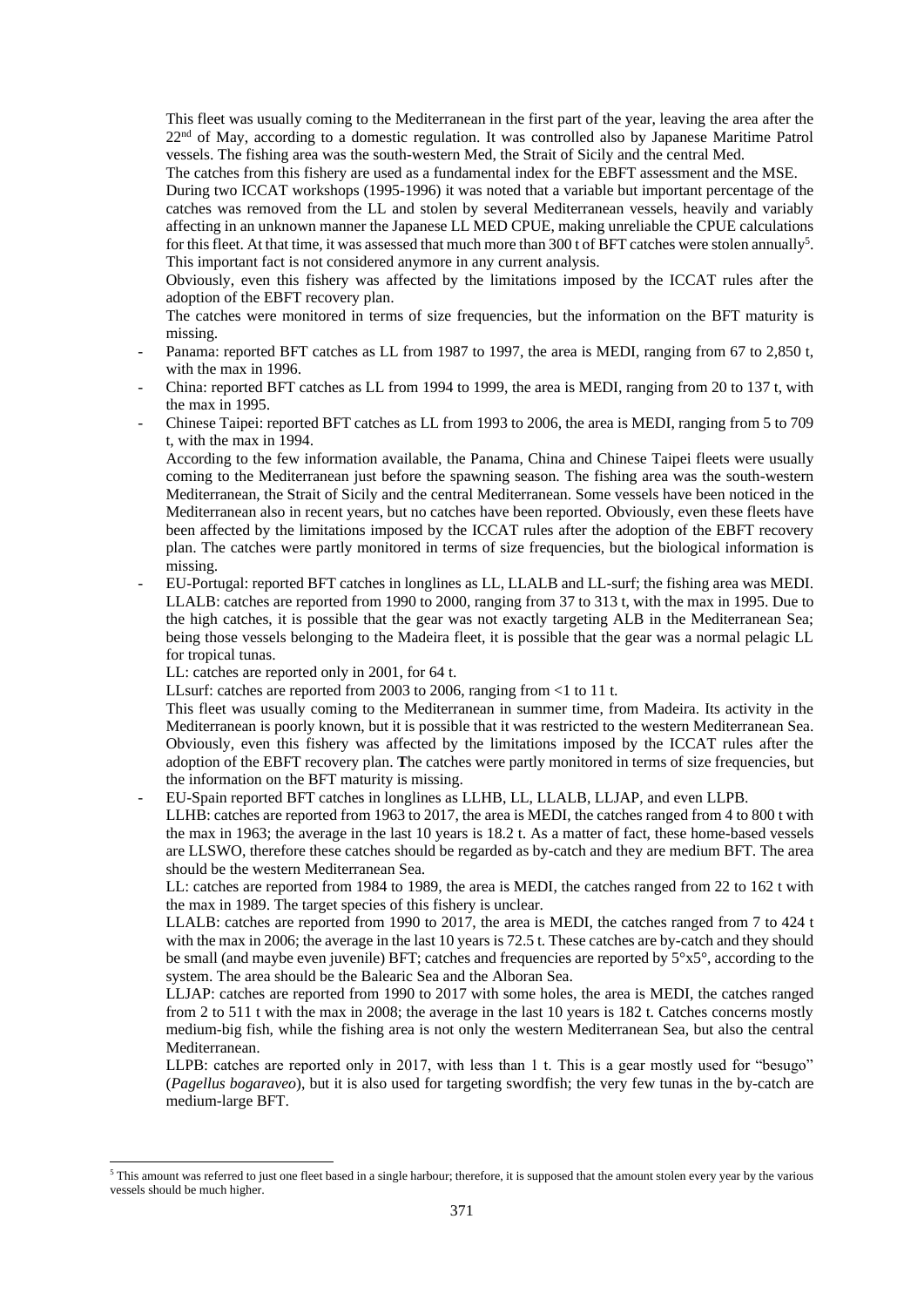This fleet was usually coming to the Mediterranean in the first part of the year, leaving the area after the 22nd of May, according to a domestic regulation. It was controlled also by Japanese Maritime Patrol vessels. The fishing area was the south-western Med, the Strait of Sicily and the central Med.

The catches from this fishery are used as a fundamental index for the EBFT assessment and the MSE.

During two ICCAT workshops (1995-1996) it was noted that a variable but important percentage of the catches was removed from the LL and stolen by several Mediterranean vessels, heavily and variably affecting in an unknown manner the Japanese LL MED CPUE, making unreliable the CPUE calculations for this fleet. At that time, it was assessed that much more than 300 t of BFT catches were stolen annually[5]. This important fact is not considered anymore in any current analysis.

Obviously, even this fishery was affected by the limitations imposed by the ICCAT rules after the adoption of the EBFT recovery plan.

The catches were monitored in terms of size frequencies, but the information on the BFT maturity is missing.

- Panama: reported BFT catches as LL from 1987 to 1997, the area is MEDI, ranging from 67 to 2,850 t, with the max in 1996.
- China: reported BFT catches as LL from 1994 to 1999, the area is MEDI, ranging from 20 to 137 t, with the max in 1995.
- Chinese Taipei: reported BFT catches as LL from 1993 to 2006, the area is MEDI, ranging from 5 to 709 t, with the max in 1994.

  According to the few information available, the Panama, China and Chinese Taipei fleets were usually coming to the Mediterranean just before the spawning season. The fishing area was the south-western Mediterranean, the Strait of Sicily and the central Mediterranean. Some vessels have been noticed in the Mediterranean also in recent years, but no catches have been reported. Obviously, even these fleets have been affected by the limitations imposed by the ICCAT rules after the adoption of the EBFT recovery plan. The catches were partly monitored in terms of size frequencies, but the biological information is missing.
- EU-Portugal: reported BFT catches in longlines as LL, LLALB and LL-surf; the fishing area was MEDI.

  LLALB: catches are reported from 1990 to 2000, ranging from 37 to 313 t, with the max in 1995. Due to the high catches, it is possible that the gear was not exactly targeting ALB in the Mediterranean Sea; being those vessels belonging to the Madeira fleet, it is possible that the gear was a normal pelagic LL for tropical tunas.

  LL: catches are reported only in 2001, for 64 t.

  LLsurf: catches are reported from 2003 to 2006, ranging from <1 to 11 t.

  This fleet was usually coming to the Mediterranean in summer time, from Madeira. Its activity in the Mediterranean is poorly known, but it is possible that it was restricted to the western Mediterranean Sea. Obviously, even this fishery was affected by the limitations imposed by the ICCAT rules after the adoption of the EBFT recovery plan. The catches were partly monitored in terms of size frequencies, but the information on the BFT maturity is missing.
- EU-Spain reported BFT catches in longlines as LLHB, LL, LLALB, LLJAP, and even LLPB.

  LLHB: catches are reported from 1963 to 2017, the area is MEDI, the catches ranged from 4 to 800 t with the max in 1963; the average in the last 10 years is 18.2 t. As a matter of fact, these home-based vessels are LLSWO, therefore these catches should be regarded as by-catch and they are medium BFT. The area should be the western Mediterranean Sea.

  LL: catches are reported from 1984 to 1989, the area is MEDI, the catches ranged from 22 to 162 t with the max in 1989. The target species of this fishery is unclear.

  LLALB: catches are reported from 1990 to 2017, the area is MEDI, the catches ranged from 7 to 424 t with the max in 2006; the average in the last 10 years is 72.5 t. These catches are by-catch and they should be small (and maybe even juvenile) BFT; catches and frequencies are reported by 5°x5°, according to the system. The area should be the Balearic Sea and the Alboran Sea.

  LLJAP: catches are reported from 1990 to 2017 with some holes, the area is MEDI, the catches ranged from 2 to 511 t with the max in 2008; the average in the last 10 years is 182 t. Catches concerns mostly medium-big fish, while the fishing area is not only the western Mediterranean Sea, but also the central Mediterranean.

  LLPB: catches are reported only in 2017, with less than 1 t. This is a gear mostly used for "besugo" (*Pagellus bogaraveo*), but it is also used for targeting swordfish; the very few tunas in the by-catch are medium-large BFT.

---

[5] This amount was referred to just one fleet based in a single harbour; therefore, it is supposed that the amount stolen every year by the various vessels should be much higher.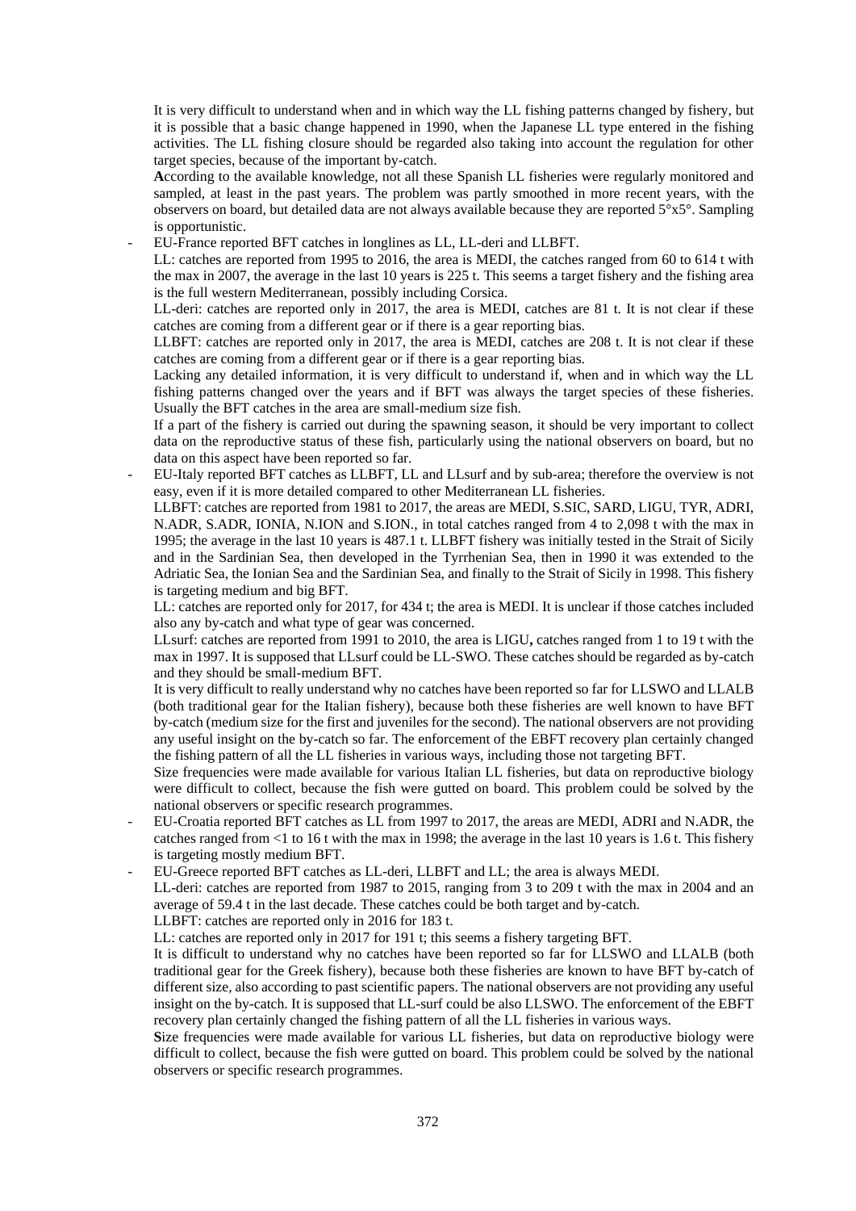It is very difficult to understand when and in which way the LL fishing patterns changed by fishery, but it is possible that a basic change happened in 1990, when the Japanese LL type entered in the fishing activities. The LL fishing closure should be regarded also taking into account the regulation for other target species, because of the important by-catch.

**A**ccording to the available knowledge, not all these Spanish LL fisheries were regularly monitored and sampled, at least in the past years. The problem was partly smoothed in more recent years, with the observers on board, but detailed data are not always available because they are reported 5°x5°. Sampling is opportunistic.

- EU-France reported BFT catches in longlines as LL, LL-deri and LLBFT.

  LL: catches are reported from 1995 to 2016, the area is MEDI, the catches ranged from 60 to 614 t with the max in 2007, the average in the last 10 years is 225 t. This seems a target fishery and the fishing area is the full western Mediterranean, possibly including Corsica.

  LL-deri: catches are reported only in 2017, the area is MEDI, catches are 81 t. It is not clear if these catches are coming from a different gear or if there is a gear reporting bias.

  LLBFT: catches are reported only in 2017, the area is MEDI, catches are 208 t. It is not clear if these catches are coming from a different gear or if there is a gear reporting bias.

  Lacking any detailed information, it is very difficult to understand if, when and in which way the LL fishing patterns changed over the years and if BFT was always the target species of these fisheries. Usually the BFT catches in the area are small-medium size fish.

  If a part of the fishery is carried out during the spawning season, it should be very important to collect data on the reproductive status of these fish, particularly using the national observers on board, but no data on this aspect have been reported so far.

- EU-Italy reported BFT catches as LLBFT, LL and LLsurf and by sub-area; therefore the overview is not easy, even if it is more detailed compared to other Mediterranean LL fisheries.

  LLBFT: catches are reported from 1981 to 2017, the areas are MEDI, S.SIC, SARD, LIGU, TYR, ADRI, N.ADR, S.ADR, IONIA, N.ION and S.ION., in total catches ranged from 4 to 2,098 t with the max in 1995; the average in the last 10 years is 487.1 t. LLBFT fishery was initially tested in the Strait of Sicily and in the Sardinian Sea, then developed in the Tyrrhenian Sea, then in 1990 it was extended to the Adriatic Sea, the Ionian Sea and the Sardinian Sea, and finally to the Strait of Sicily in 1998. This fishery is targeting medium and big BFT.

  LL: catches are reported only for 2017, for 434 t; the area is MEDI. It is unclear if those catches included also any by-catch and what type of gear was concerned.

  LLsurf: catches are reported from 1991 to 2010, the area is LIGU**,** catches ranged from 1 to 19 t with the max in 1997. It is supposed that LLsurf could be LL-SWO. These catches should be regarded as by-catch and they should be small-medium BFT.

  It is very difficult to really understand why no catches have been reported so far for LLSWO and LLALB (both traditional gear for the Italian fishery), because both these fisheries are well known to have BFT by-catch (medium size for the first and juveniles for the second). The national observers are not providing any useful insight on the by-catch so far. The enforcement of the EBFT recovery plan certainly changed the fishing pattern of all the LL fisheries in various ways, including those not targeting BFT.

  Size frequencies were made available for various Italian LL fisheries, but data on reproductive biology were difficult to collect, because the fish were gutted on board. This problem could be solved by the national observers or specific research programmes.

- EU-Croatia reported BFT catches as LL from 1997 to 2017, the areas are MEDI, ADRI and N.ADR, the catches ranged from <1 to 16 t with the max in 1998; the average in the last 10 years is 1.6 t. This fishery is targeting mostly medium BFT.

- EU-Greece reported BFT catches as LL-deri, LLBFT and LL; the area is always MEDI.

  LL-deri: catches are reported from 1987 to 2015, ranging from 3 to 209 t with the max in 2004 and an average of 59.4 t in the last decade. These catches could be both target and by-catch.

  LLBFT: catches are reported only in 2016 for 183 t.

  LL: catches are reported only in 2017 for 191 t; this seems a fishery targeting BFT.

  It is difficult to understand why no catches have been reported so far for LLSWO and LLALB (both traditional gear for the Greek fishery), because both these fisheries are known to have BFT by-catch of different size, also according to past scientific papers. The national observers are not providing any useful insight on the by-catch. It is supposed that LL-surf could be also LLSWO. The enforcement of the EBFT recovery plan certainly changed the fishing pattern of all the LL fisheries in various ways.

  **S**ize frequencies were made available for various LL fisheries, but data on reproductive biology were difficult to collect, because the fish were gutted on board. This problem could be solved by the national observers or specific research programmes.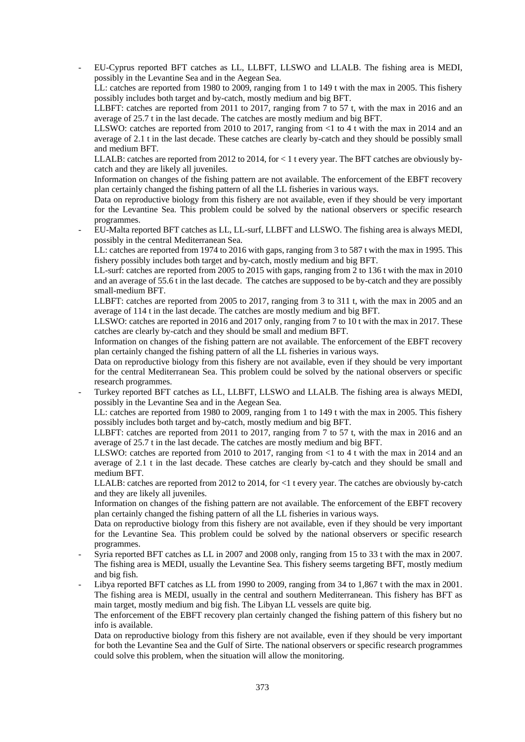- EU-Cyprus reported BFT catches as LL, LLBFT, LLSWO and LLALB. The fishing area is MEDI, possibly in the Levantine Sea and in the Aegean Sea.
  LL: catches are reported from 1980 to 2009, ranging from 1 to 149 t with the max in 2005. This fishery possibly includes both target and by-catch, mostly medium and big BFT.
  LLBFT: catches are reported from 2011 to 2017, ranging from 7 to 57 t, with the max in 2016 and an average of 25.7 t in the last decade. The catches are mostly medium and big BFT.
  LLSWO: catches are reported from 2010 to 2017, ranging from <1 to 4 t with the max in 2014 and an average of 2.1 t in the last decade. These catches are clearly by-catch and they should be possibly small and medium BFT.
  LLALB: catches are reported from 2012 to 2014, for < 1 t every year. The BFT catches are obviously by-catch and they are likely all juveniles.
  Information on changes of the fishing pattern are not available. The enforcement of the EBFT recovery plan certainly changed the fishing pattern of all the LL fisheries in various ways.
  Data on reproductive biology from this fishery are not available, even if they should be very important for the Levantine Sea. This problem could be solved by the national observers or specific research programmes.
- EU-Malta reported BFT catches as LL, LL-surf, LLBFT and LLSWO. The fishing area is always MEDI, possibly in the central Mediterranean Sea.
  LL: catches are reported from 1974 to 2016 with gaps, ranging from 3 to 587 t with the max in 1995. This fishery possibly includes both target and by-catch, mostly medium and big BFT.
  LL-surf: catches are reported from 2005 to 2015 with gaps, ranging from 2 to 136 t with the max in 2010 and an average of 55.6 t in the last decade. The catches are supposed to be by-catch and they are possibly small-medium BFT.
  LLBFT: catches are reported from 2005 to 2017, ranging from 3 to 311 t, with the max in 2005 and an average of 114 t in the last decade. The catches are mostly medium and big BFT.
  LLSWO: catches are reported in 2016 and 2017 only, ranging from 7 to 10 t with the max in 2017. These catches are clearly by-catch and they should be small and medium BFT.
  Information on changes of the fishing pattern are not available. The enforcement of the EBFT recovery plan certainly changed the fishing pattern of all the LL fisheries in various ways.
  Data on reproductive biology from this fishery are not available, even if they should be very important for the central Mediterranean Sea. This problem could be solved by the national observers or specific research programmes.
- Turkey reported BFT catches as LL, LLBFT, LLSWO and LLALB. The fishing area is always MEDI, possibly in the Levantine Sea and in the Aegean Sea.
  LL: catches are reported from 1980 to 2009, ranging from 1 to 149 t with the max in 2005. This fishery possibly includes both target and by-catch, mostly medium and big BFT.
  LLBFT: catches are reported from 2011 to 2017, ranging from 7 to 57 t, with the max in 2016 and an average of 25.7 t in the last decade. The catches are mostly medium and big BFT.
  LLSWO: catches are reported from 2010 to 2017, ranging from <1 to 4 t with the max in 2014 and an average of 2.1 t in the last decade. These catches are clearly by-catch and they should be small and medium BFT.
  LLALB: catches are reported from 2012 to 2014, for <1 t every year. The catches are obviously by-catch and they are likely all juveniles.
  Information on changes of the fishing pattern are not available. The enforcement of the EBFT recovery plan certainly changed the fishing pattern of all the LL fisheries in various ways.
  Data on reproductive biology from this fishery are not available, even if they should be very important for the Levantine Sea. This problem could be solved by the national observers or specific research programmes.
- Syria reported BFT catches as LL in 2007 and 2008 only, ranging from 15 to 33 t with the max in 2007. The fishing area is MEDI, usually the Levantine Sea. This fishery seems targeting BFT, mostly medium and big fish.
- Libya reported BFT catches as LL from 1990 to 2009, ranging from 34 to 1,867 t with the max in 2001. The fishing area is MEDI, usually in the central and southern Mediterranean. This fishery has BFT as main target, mostly medium and big fish. The Libyan LL vessels are quite big.
  The enforcement of the EBFT recovery plan certainly changed the fishing pattern of this fishery but no info is available.
  Data on reproductive biology from this fishery are not available, even if they should be very important for both the Levantine Sea and the Gulf of Sirte. The national observers or specific research programmes could solve this problem, when the situation will allow the monitoring.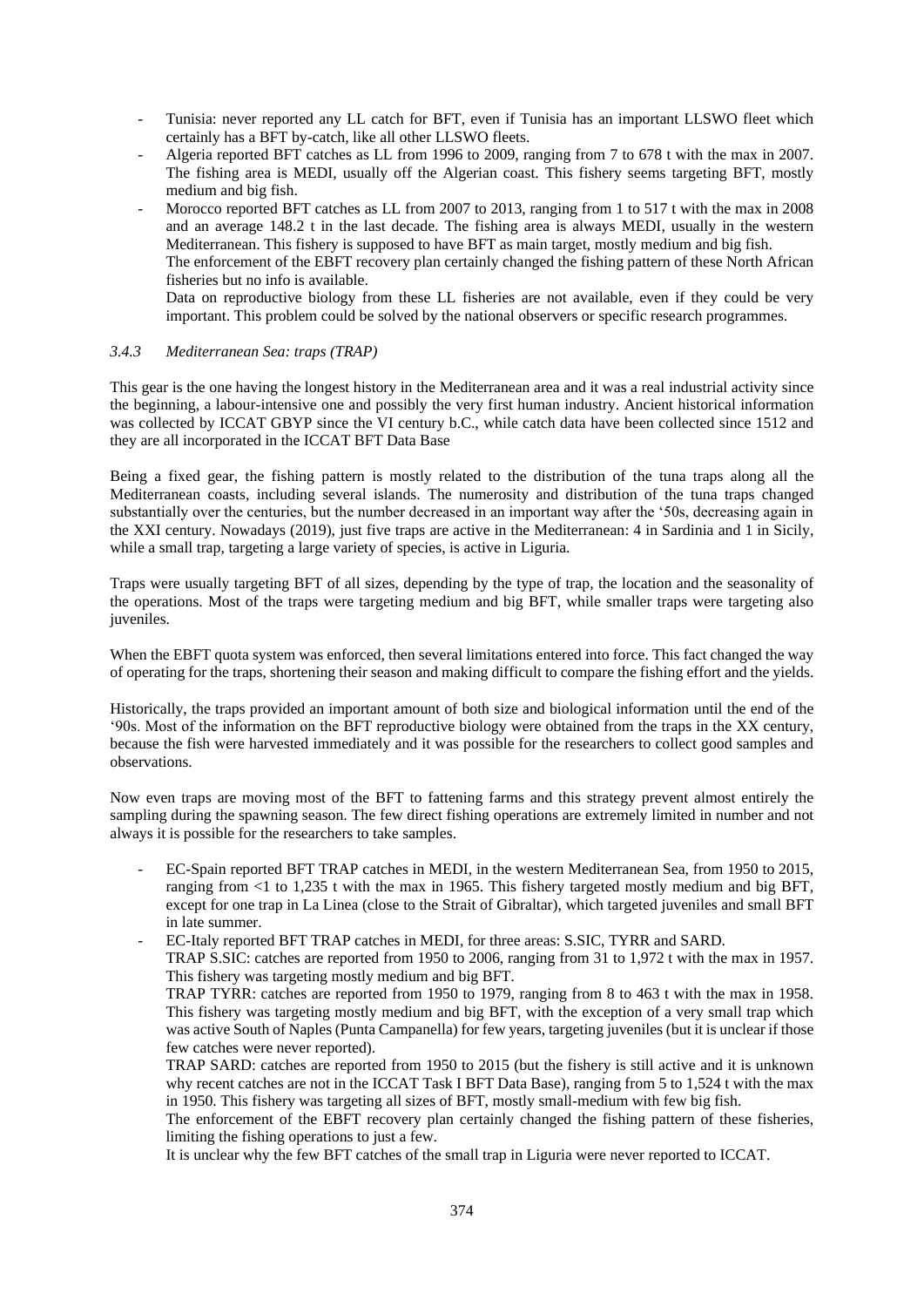- Tunisia: never reported any LL catch for BFT, even if Tunisia has an important LLSWO fleet which certainly has a BFT by-catch, like all other LLSWO fleets.
- Algeria reported BFT catches as LL from 1996 to 2009, ranging from 7 to 678 t with the max in 2007. The fishing area is MEDI, usually off the Algerian coast. This fishery seems targeting BFT, mostly medium and big fish.
- Morocco reported BFT catches as LL from 2007 to 2013, ranging from 1 to 517 t with the max in 2008 and an average 148.2 t in the last decade. The fishing area is always MEDI, usually in the western Mediterranean. This fishery is supposed to have BFT as main target, mostly medium and big fish.

  The enforcement of the EBFT recovery plan certainly changed the fishing pattern of these North African fisheries but no info is available.

  Data on reproductive biology from these LL fisheries are not available, even if they could be very important. This problem could be solved by the national observers or specific research programmes.

### *3.4.3 Mediterranean Sea: traps (TRAP)*

This gear is the one having the longest history in the Mediterranean area and it was a real industrial activity since the beginning, a labour-intensive one and possibly the very first human industry. Ancient historical information was collected by ICCAT GBYP since the VI century b.C., while catch data have been collected since 1512 and they are all incorporated in the ICCAT BFT Data Base

Being a fixed gear, the fishing pattern is mostly related to the distribution of the tuna traps along all the Mediterranean coasts, including several islands. The numerosity and distribution of the tuna traps changed substantially over the centuries, but the number decreased in an important way after the '50s, decreasing again in the XXI century. Nowadays (2019), just five traps are active in the Mediterranean: 4 in Sardinia and 1 in Sicily, while a small trap, targeting a large variety of species, is active in Liguria.

Traps were usually targeting BFT of all sizes, depending by the type of trap, the location and the seasonality of the operations. Most of the traps were targeting medium and big BFT, while smaller traps were targeting also juveniles.

When the EBFT quota system was enforced, then several limitations entered into force. This fact changed the way of operating for the traps, shortening their season and making difficult to compare the fishing effort and the yields.

Historically, the traps provided an important amount of both size and biological information until the end of the '90s. Most of the information on the BFT reproductive biology were obtained from the traps in the XX century, because the fish were harvested immediately and it was possible for the researchers to collect good samples and observations.

Now even traps are moving most of the BFT to fattening farms and this strategy prevent almost entirely the sampling during the spawning season. The few direct fishing operations are extremely limited in number and not always it is possible for the researchers to take samples.

- EC-Spain reported BFT TRAP catches in MEDI, in the western Mediterranean Sea, from 1950 to 2015, ranging from <1 to 1,235 t with the max in 1965. This fishery targeted mostly medium and big BFT, except for one trap in La Linea (close to the Strait of Gibraltar), which targeted juveniles and small BFT in late summer.
- EC-Italy reported BFT TRAP catches in MEDI, for three areas: S.SIC, TYRR and SARD.

  TRAP S.SIC: catches are reported from 1950 to 2006, ranging from 31 to 1,972 t with the max in 1957. This fishery was targeting mostly medium and big BFT.

  TRAP TYRR: catches are reported from 1950 to 1979, ranging from 8 to 463 t with the max in 1958. This fishery was targeting mostly medium and big BFT, with the exception of a very small trap which was active South of Naples (Punta Campanella) for few years, targeting juveniles (but it is unclear if those few catches were never reported).

  TRAP SARD: catches are reported from 1950 to 2015 (but the fishery is still active and it is unknown why recent catches are not in the ICCAT Task I BFT Data Base), ranging from 5 to 1,524 t with the max in 1950. This fishery was targeting all sizes of BFT, mostly small-medium with few big fish.

  The enforcement of the EBFT recovery plan certainly changed the fishing pattern of these fisheries, limiting the fishing operations to just a few.

  It is unclear why the few BFT catches of the small trap in Liguria were never reported to ICCAT.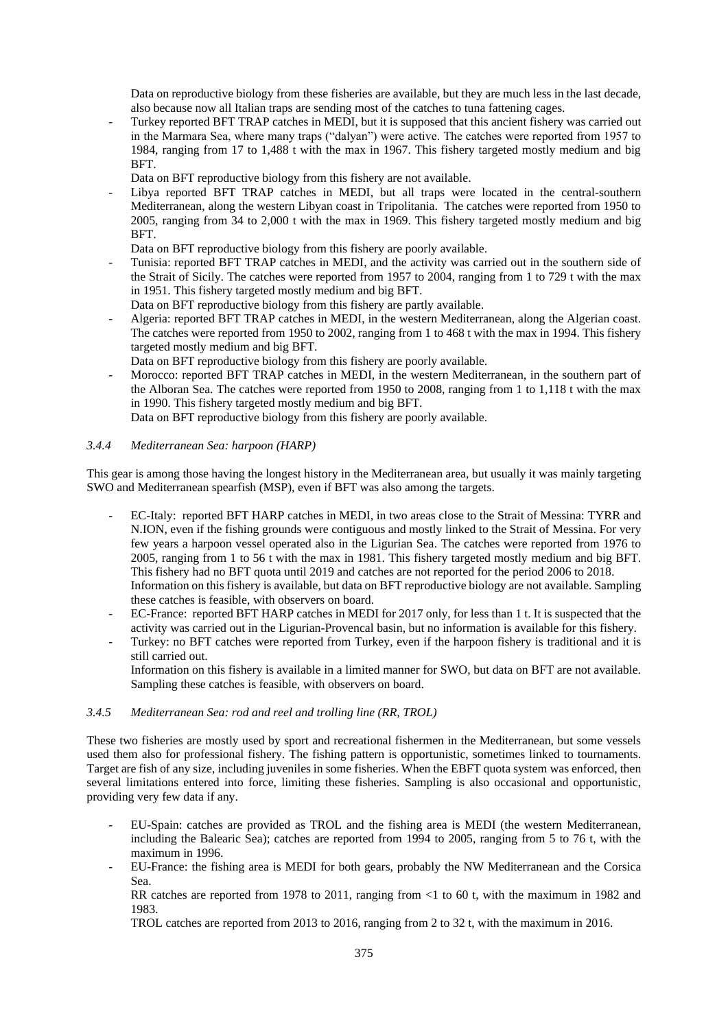Data on reproductive biology from these fisheries are available, but they are much less in the last decade, also because now all Italian traps are sending most of the catches to tuna fattening cages.

- Turkey reported BFT TRAP catches in MEDI, but it is supposed that this ancient fishery was carried out in the Marmara Sea, where many traps ("dalyan") were active. The catches were reported from 1957 to 1984, ranging from 17 to 1,488 t with the max in 1967. This fishery targeted mostly medium and big BFT.
  Data on BFT reproductive biology from this fishery are not available.
- Libya reported BFT TRAP catches in MEDI, but all traps were located in the central-southern Mediterranean, along the western Libyan coast in Tripolitania. The catches were reported from 1950 to 2005, ranging from 34 to 2,000 t with the max in 1969. This fishery targeted mostly medium and big BFT.
  Data on BFT reproductive biology from this fishery are poorly available.
- Tunisia: reported BFT TRAP catches in MEDI, and the activity was carried out in the southern side of the Strait of Sicily. The catches were reported from 1957 to 2004, ranging from 1 to 729 t with the max in 1951. This fishery targeted mostly medium and big BFT.
  Data on BFT reproductive biology from this fishery are partly available.
- Algeria: reported BFT TRAP catches in MEDI, in the western Mediterranean, along the Algerian coast. The catches were reported from 1950 to 2002, ranging from 1 to 468 t with the max in 1994. This fishery targeted mostly medium and big BFT.
  Data on BFT reproductive biology from this fishery are poorly available.
- Morocco: reported BFT TRAP catches in MEDI, in the western Mediterranean, in the southern part of the Alboran Sea. The catches were reported from 1950 to 2008, ranging from 1 to 1,118 t with the max in 1990. This fishery targeted mostly medium and big BFT.
  Data on BFT reproductive biology from this fishery are poorly available.

### *3.4.4 Mediterranean Sea: harpoon (HARP)*

This gear is among those having the longest history in the Mediterranean area, but usually it was mainly targeting SWO and Mediterranean spearfish (MSP), even if BFT was also among the targets.

- EC-Italy: reported BFT HARP catches in MEDI, in two areas close to the Strait of Messina: TYRR and N.ION, even if the fishing grounds were contiguous and mostly linked to the Strait of Messina. For very few years a harpoon vessel operated also in the Ligurian Sea. The catches were reported from 1976 to 2005, ranging from 1 to 56 t with the max in 1981. This fishery targeted mostly medium and big BFT. This fishery had no BFT quota until 2019 and catches are not reported for the period 2006 to 2018.
  Information on this fishery is available, but data on BFT reproductive biology are not available. Sampling these catches is feasible, with observers on board.
- EC-France: reported BFT HARP catches in MEDI for 2017 only, for less than 1 t. It is suspected that the activity was carried out in the Ligurian-Provencal basin, but no information is available for this fishery.
- Turkey: no BFT catches were reported from Turkey, even if the harpoon fishery is traditional and it is still carried out.
  Information on this fishery is available in a limited manner for SWO, but data on BFT are not available. Sampling these catches is feasible, with observers on board.

### *3.4.5 Mediterranean Sea: rod and reel and trolling line (RR, TROL)*

These two fisheries are mostly used by sport and recreational fishermen in the Mediterranean, but some vessels used them also for professional fishery. The fishing pattern is opportunistic, sometimes linked to tournaments. Target are fish of any size, including juveniles in some fisheries. When the EBFT quota system was enforced, then several limitations entered into force, limiting these fisheries. Sampling is also occasional and opportunistic, providing very few data if any.

- EU-Spain: catches are provided as TROL and the fishing area is MEDI (the western Mediterranean, including the Balearic Sea); catches are reported from 1994 to 2005, ranging from 5 to 76 t, with the maximum in 1996.
- EU-France: the fishing area is MEDI for both gears, probably the NW Mediterranean and the Corsica Sea.
  RR catches are reported from 1978 to 2011, ranging from <1 to 60 t, with the maximum in 1982 and 1983.
  TROL catches are reported from 2013 to 2016, ranging from 2 to 32 t, with the maximum in 2016.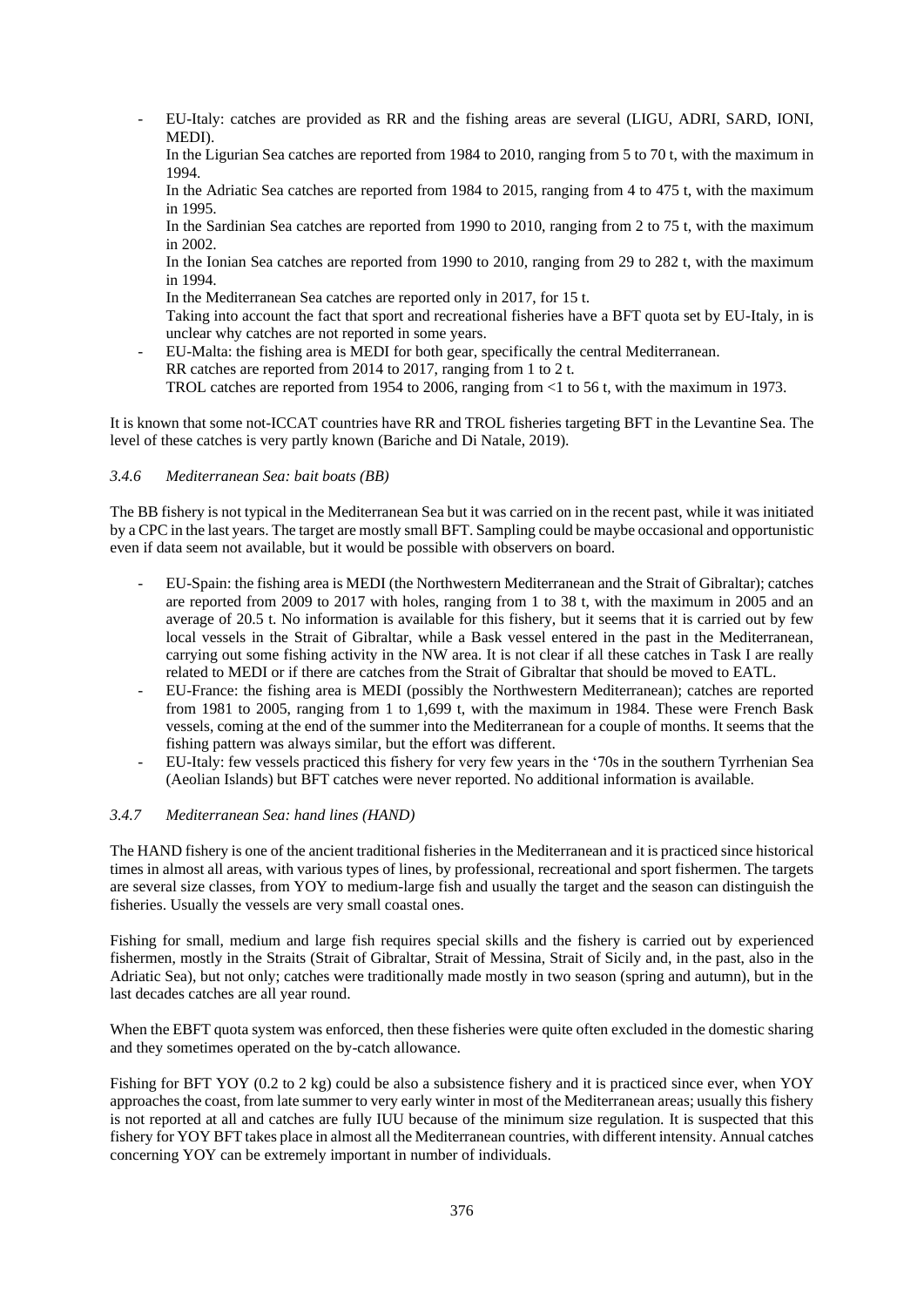- EU-Italy: catches are provided as RR and the fishing areas are several (LIGU, ADRI, SARD, IONI, MEDI).
  In the Ligurian Sea catches are reported from 1984 to 2010, ranging from 5 to 70 t, with the maximum in 1994.
  In the Adriatic Sea catches are reported from 1984 to 2015, ranging from 4 to 475 t, with the maximum in 1995.
  In the Sardinian Sea catches are reported from 1990 to 2010, ranging from 2 to 75 t, with the maximum in 2002.
  In the Ionian Sea catches are reported from 1990 to 2010, ranging from 29 to 282 t, with the maximum in 1994.
  In the Mediterranean Sea catches are reported only in 2017, for 15 t.
  Taking into account the fact that sport and recreational fisheries have a BFT quota set by EU-Italy, in is unclear why catches are not reported in some years.
- EU-Malta: the fishing area is MEDI for both gear, specifically the central Mediterranean.
  RR catches are reported from 2014 to 2017, ranging from 1 to 2 t.
  TROL catches are reported from 1954 to 2006, ranging from <1 to 56 t, with the maximum in 1973.

It is known that some not-ICCAT countries have RR and TROL fisheries targeting BFT in the Levantine Sea. The level of these catches is very partly known (Bariche and Di Natale, 2019).

### *3.4.6 Mediterranean Sea: bait boats (BB)*

The BB fishery is not typical in the Mediterranean Sea but it was carried on in the recent past, while it was initiated by a CPC in the last years. The target are mostly small BFT. Sampling could be maybe occasional and opportunistic even if data seem not available, but it would be possible with observers on board.

- EU-Spain: the fishing area is MEDI (the Northwestern Mediterranean and the Strait of Gibraltar); catches are reported from 2009 to 2017 with holes, ranging from 1 to 38 t, with the maximum in 2005 and an average of 20.5 t. No information is available for this fishery, but it seems that it is carried out by few local vessels in the Strait of Gibraltar, while a Bask vessel entered in the past in the Mediterranean, carrying out some fishing activity in the NW area. It is not clear if all these catches in Task I are really related to MEDI or if there are catches from the Strait of Gibraltar that should be moved to EATL.
- EU-France: the fishing area is MEDI (possibly the Northwestern Mediterranean); catches are reported from 1981 to 2005, ranging from 1 to 1,699 t, with the maximum in 1984. These were French Bask vessels, coming at the end of the summer into the Mediterranean for a couple of months. It seems that the fishing pattern was always similar, but the effort was different.
- EU-Italy: few vessels practiced this fishery for very few years in the '70s in the southern Tyrrhenian Sea (Aeolian Islands) but BFT catches were never reported. No additional information is available.

### *3.4.7 Mediterranean Sea: hand lines (HAND)*

The HAND fishery is one of the ancient traditional fisheries in the Mediterranean and it is practiced since historical times in almost all areas, with various types of lines, by professional, recreational and sport fishermen. The targets are several size classes, from YOY to medium-large fish and usually the target and the season can distinguish the fisheries. Usually the vessels are very small coastal ones.

Fishing for small, medium and large fish requires special skills and the fishery is carried out by experienced fishermen, mostly in the Straits (Strait of Gibraltar, Strait of Messina, Strait of Sicily and, in the past, also in the Adriatic Sea), but not only; catches were traditionally made mostly in two season (spring and autumn), but in the last decades catches are all year round.

When the EBFT quota system was enforced, then these fisheries were quite often excluded in the domestic sharing and they sometimes operated on the by-catch allowance.

Fishing for BFT YOY (0.2 to 2 kg) could be also a subsistence fishery and it is practiced since ever, when YOY approaches the coast, from late summer to very early winter in most of the Mediterranean areas; usually this fishery is not reported at all and catches are fully IUU because of the minimum size regulation. It is suspected that this fishery for YOY BFT takes place in almost all the Mediterranean countries, with different intensity. Annual catches concerning YOY can be extremely important in number of individuals.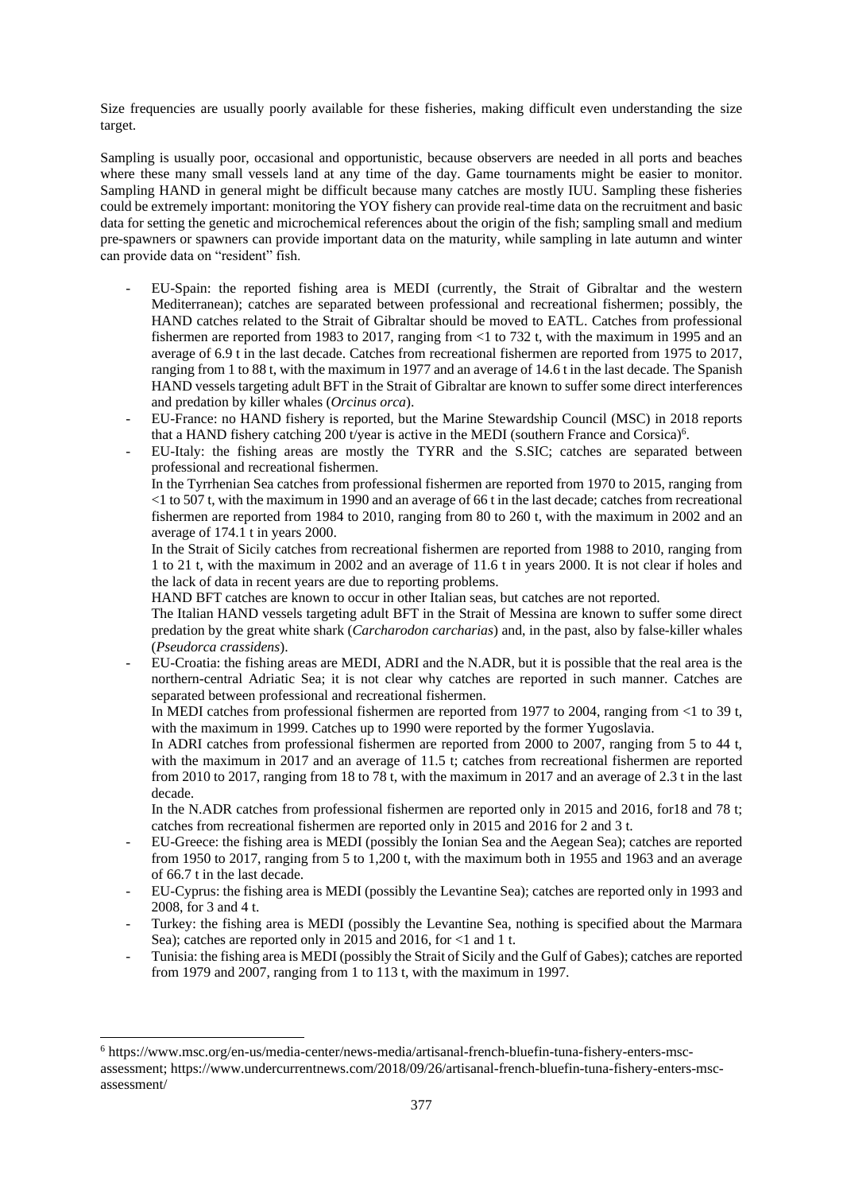Size frequencies are usually poorly available for these fisheries, making difficult even understanding the size target.

Sampling is usually poor, occasional and opportunistic, because observers are needed in all ports and beaches where these many small vessels land at any time of the day. Game tournaments might be easier to monitor. Sampling HAND in general might be difficult because many catches are mostly IUU. Sampling these fisheries could be extremely important: monitoring the YOY fishery can provide real-time data on the recruitment and basic data for setting the genetic and microchemical references about the origin of the fish; sampling small and medium pre-spawners or spawners can provide important data on the maturity, while sampling in late autumn and winter can provide data on "resident" fish.

- EU-Spain: the reported fishing area is MEDI (currently, the Strait of Gibraltar and the western Mediterranean); catches are separated between professional and recreational fishermen; possibly, the HAND catches related to the Strait of Gibraltar should be moved to EATL. Catches from professional fishermen are reported from 1983 to 2017, ranging from <1 to 732 t, with the maximum in 1995 and an average of 6.9 t in the last decade. Catches from recreational fishermen are reported from 1975 to 2017, ranging from 1 to 88 t, with the maximum in 1977 and an average of 14.6 t in the last decade. The Spanish HAND vessels targeting adult BFT in the Strait of Gibraltar are known to suffer some direct interferences and predation by killer whales (*Orcinus orca*).
- EU-France: no HAND fishery is reported, but the Marine Stewardship Council (MSC) in 2018 reports that a HAND fishery catching 200 t/year is active in the MEDI (southern France and Corsica)[6].
- EU-Italy: the fishing areas are mostly the TYRR and the S.SIC; catches are separated between professional and recreational fishermen.
  In the Tyrrhenian Sea catches from professional fishermen are reported from 1970 to 2015, ranging from <1 to 507 t, with the maximum in 1990 and an average of 66 t in the last decade; catches from recreational fishermen are reported from 1984 to 2010, ranging from 80 to 260 t, with the maximum in 2002 and an average of 174.1 t in years 2000.
  In the Strait of Sicily catches from recreational fishermen are reported from 1988 to 2010, ranging from 1 to 21 t, with the maximum in 2002 and an average of 11.6 t in years 2000. It is not clear if holes and the lack of data in recent years are due to reporting problems.
  HAND BFT catches are known to occur in other Italian seas, but catches are not reported.
  The Italian HAND vessels targeting adult BFT in the Strait of Messina are known to suffer some direct predation by the great white shark (*Carcharodon carcharias*) and, in the past, also by false-killer whales (*Pseudorca crassidens*).
- EU-Croatia: the fishing areas are MEDI, ADRI and the N.ADR, but it is possible that the real area is the northern-central Adriatic Sea; it is not clear why catches are reported in such manner. Catches are separated between professional and recreational fishermen.
  In MEDI catches from professional fishermen are reported from 1977 to 2004, ranging from <1 to 39 t, with the maximum in 1999. Catches up to 1990 were reported by the former Yugoslavia.
  In ADRI catches from professional fishermen are reported from 2000 to 2007, ranging from 5 to 44 t, with the maximum in 2017 and an average of 11.5 t; catches from recreational fishermen are reported from 2010 to 2017, ranging from 18 to 78 t, with the maximum in 2017 and an average of 2.3 t in the last decade.
  In the N.ADR catches from professional fishermen are reported only in 2015 and 2016, for18 and 78 t; catches from recreational fishermen are reported only in 2015 and 2016 for 2 and 3 t.
- EU-Greece: the fishing area is MEDI (possibly the Ionian Sea and the Aegean Sea); catches are reported from 1950 to 2017, ranging from 5 to 1,200 t, with the maximum both in 1955 and 1963 and an average of 66.7 t in the last decade.
- EU-Cyprus: the fishing area is MEDI (possibly the Levantine Sea); catches are reported only in 1993 and 2008, for 3 and 4 t.
- Turkey: the fishing area is MEDI (possibly the Levantine Sea, nothing is specified about the Marmara Sea); catches are reported only in 2015 and 2016, for <1 and 1 t.
- Tunisia: the fishing area is MEDI (possibly the Strait of Sicily and the Gulf of Gabes); catches are reported from 1979 and 2007, ranging from 1 to 113 t, with the maximum in 1997.

[6] https://www.msc.org/en-us/media-center/news-media/artisanal-french-bluefin-tuna-fishery-enters-msc-assessment; https://www.undercurrentnews.com/2018/09/26/artisanal-french-bluefin-tuna-fishery-enters-msc-assessment/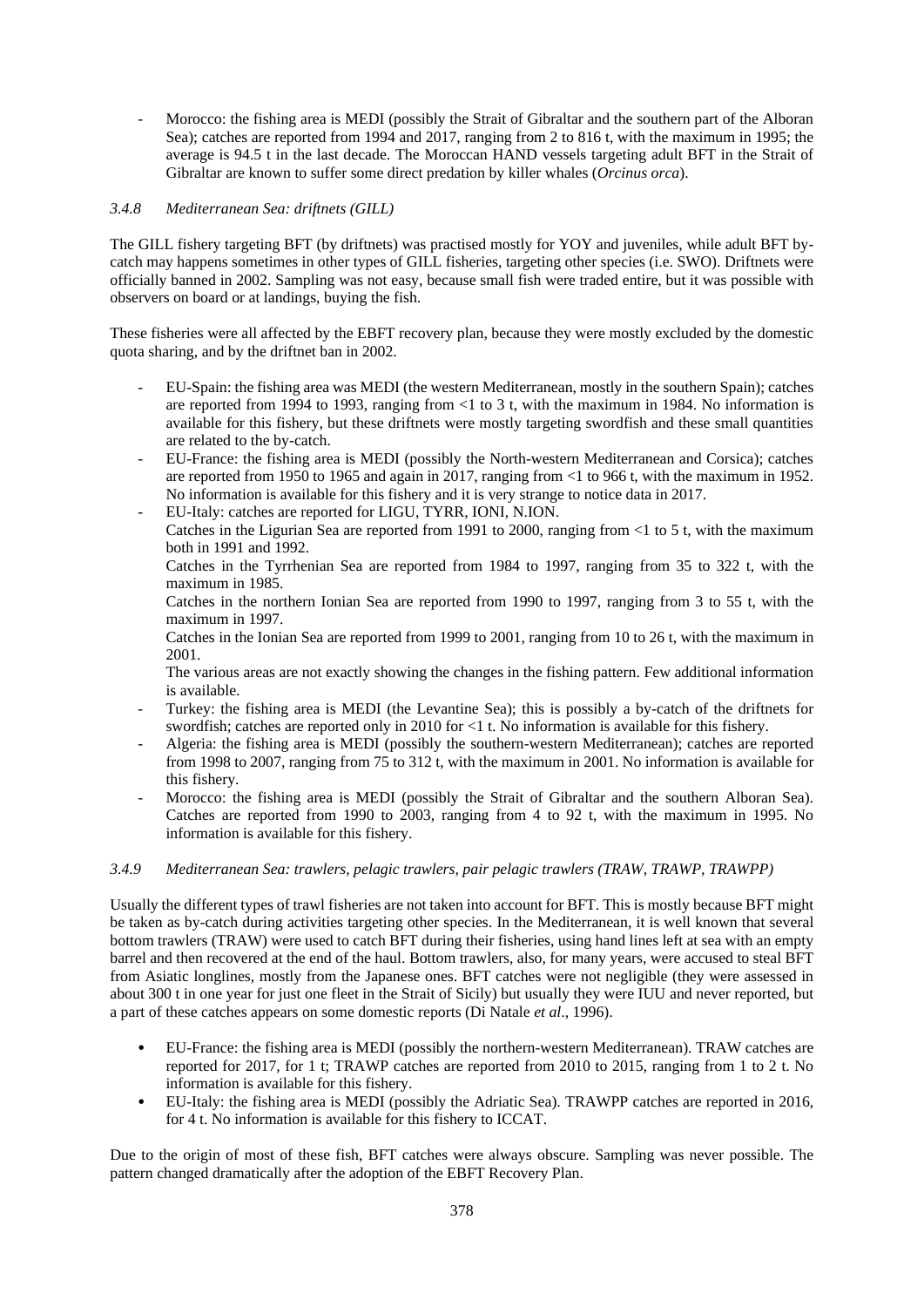- Morocco: the fishing area is MEDI (possibly the Strait of Gibraltar and the southern part of the Alboran Sea); catches are reported from 1994 and 2017, ranging from 2 to 816 t, with the maximum in 1995; the average is 94.5 t in the last decade. The Moroccan HAND vessels targeting adult BFT in the Strait of Gibraltar are known to suffer some direct predation by killer whales (*Orcinus orca*).

### *3.4.8 Mediterranean Sea: driftnets (GILL)*

The GILL fishery targeting BFT (by driftnets) was practised mostly for YOY and juveniles, while adult BFT by-catch may happens sometimes in other types of GILL fisheries, targeting other species (i.e. SWO). Driftnets were officially banned in 2002. Sampling was not easy, because small fish were traded entire, but it was possible with observers on board or at landings, buying the fish.

These fisheries were all affected by the EBFT recovery plan, because they were mostly excluded by the domestic quota sharing, and by the driftnet ban in 2002.

- EU-Spain: the fishing area was MEDI (the western Mediterranean, mostly in the southern Spain); catches are reported from 1994 to 1993, ranging from <1 to 3 t, with the maximum in 1984. No information is available for this fishery, but these driftnets were mostly targeting swordfish and these small quantities are related to the by-catch.
- EU-France: the fishing area is MEDI (possibly the North-western Mediterranean and Corsica); catches are reported from 1950 to 1965 and again in 2017, ranging from <1 to 966 t, with the maximum in 1952. No information is available for this fishery and it is very strange to notice data in 2017.
- EU-Italy: catches are reported for LIGU, TYRR, IONI, N.ION.
  Catches in the Ligurian Sea are reported from 1991 to 2000, ranging from <1 to 5 t, with the maximum both in 1991 and 1992.
  Catches in the Tyrrhenian Sea are reported from 1984 to 1997, ranging from 35 to 322 t, with the maximum in 1985.
  Catches in the northern Ionian Sea are reported from 1990 to 1997, ranging from 3 to 55 t, with the maximum in 1997.
  Catches in the Ionian Sea are reported from 1999 to 2001, ranging from 10 to 26 t, with the maximum in 2001.
  The various areas are not exactly showing the changes in the fishing pattern. Few additional information is available.
- Turkey: the fishing area is MEDI (the Levantine Sea); this is possibly a by-catch of the driftnets for swordfish; catches are reported only in 2010 for <1 t. No information is available for this fishery.
- Algeria: the fishing area is MEDI (possibly the southern-western Mediterranean); catches are reported from 1998 to 2007, ranging from 75 to 312 t, with the maximum in 2001. No information is available for this fishery.
- Morocco: the fishing area is MEDI (possibly the Strait of Gibraltar and the southern Alboran Sea). Catches are reported from 1990 to 2003, ranging from 4 to 92 t, with the maximum in 1995. No information is available for this fishery.

### *3.4.9 Mediterranean Sea: trawlers, pelagic trawlers, pair pelagic trawlers (TRAW, TRAWP, TRAWPP)*

Usually the different types of trawl fisheries are not taken into account for BFT. This is mostly because BFT might be taken as by-catch during activities targeting other species. In the Mediterranean, it is well known that several bottom trawlers (TRAW) were used to catch BFT during their fisheries, using hand lines left at sea with an empty barrel and then recovered at the end of the haul. Bottom trawlers, also, for many years, were accused to steal BFT from Asiatic longlines, mostly from the Japanese ones. BFT catches were not negligible (they were assessed in about 300 t in one year for just one fleet in the Strait of Sicily) but usually they were IUU and never reported, but a part of these catches appears on some domestic reports (Di Natale *et al*., 1996).

- EU-France: the fishing area is MEDI (possibly the northern-western Mediterranean). TRAW catches are reported for 2017, for 1 t; TRAWP catches are reported from 2010 to 2015, ranging from 1 to 2 t. No information is available for this fishery.
- EU-Italy: the fishing area is MEDI (possibly the Adriatic Sea). TRAWPP catches are reported in 2016, for 4 t. No information is available for this fishery to ICCAT.

Due to the origin of most of these fish, BFT catches were always obscure. Sampling was never possible. The pattern changed dramatically after the adoption of the EBFT Recovery Plan.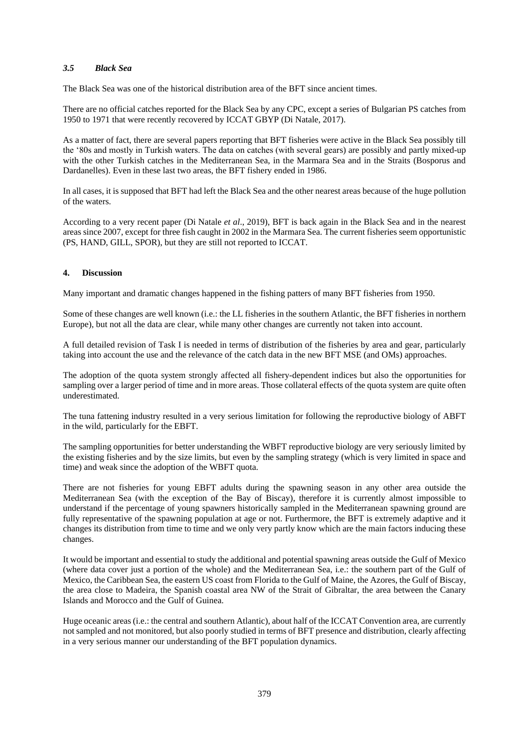### *3.5 Black Sea*

The Black Sea was one of the historical distribution area of the BFT since ancient times.

There are no official catches reported for the Black Sea by any CPC, except a series of Bulgarian PS catches from 1950 to 1971 that were recently recovered by ICCAT GBYP (Di Natale, 2017).

As a matter of fact, there are several papers reporting that BFT fisheries were active in the Black Sea possibly till the '80s and mostly in Turkish waters. The data on catches (with several gears) are possibly and partly mixed-up with the other Turkish catches in the Mediterranean Sea, in the Marmara Sea and in the Straits (Bosporus and Dardanelles). Even in these last two areas, the BFT fishery ended in 1986.

In all cases, it is supposed that BFT had left the Black Sea and the other nearest areas because of the huge pollution of the waters.

According to a very recent paper (Di Natale *et al*., 2019), BFT is back again in the Black Sea and in the nearest areas since 2007, except for three fish caught in 2002 in the Marmara Sea. The current fisheries seem opportunistic (PS, HAND, GILL, SPOR), but they are still not reported to ICCAT.

## 4. Discussion

Many important and dramatic changes happened in the fishing patters of many BFT fisheries from 1950.

Some of these changes are well known (i.e.: the LL fisheries in the southern Atlantic, the BFT fisheries in northern Europe), but not all the data are clear, while many other changes are currently not taken into account.

A full detailed revision of Task I is needed in terms of distribution of the fisheries by area and gear, particularly taking into account the use and the relevance of the catch data in the new BFT MSE (and OMs) approaches.

The adoption of the quota system strongly affected all fishery-dependent indices but also the opportunities for sampling over a larger period of time and in more areas. Those collateral effects of the quota system are quite often underestimated.

The tuna fattening industry resulted in a very serious limitation for following the reproductive biology of ABFT in the wild, particularly for the EBFT.

The sampling opportunities for better understanding the WBFT reproductive biology are very seriously limited by the existing fisheries and by the size limits, but even by the sampling strategy (which is very limited in space and time) and weak since the adoption of the WBFT quota.

There are not fisheries for young EBFT adults during the spawning season in any other area outside the Mediterranean Sea (with the exception of the Bay of Biscay), therefore it is currently almost impossible to understand if the percentage of young spawners historically sampled in the Mediterranean spawning ground are fully representative of the spawning population at age or not. Furthermore, the BFT is extremely adaptive and it changes its distribution from time to time and we only very partly know which are the main factors inducing these changes.

It would be important and essential to study the additional and potential spawning areas outside the Gulf of Mexico (where data cover just a portion of the whole) and the Mediterranean Sea, i.e.: the southern part of the Gulf of Mexico, the Caribbean Sea, the eastern US coast from Florida to the Gulf of Maine, the Azores, the Gulf of Biscay, the area close to Madeira, the Spanish coastal area NW of the Strait of Gibraltar, the area between the Canary Islands and Morocco and the Gulf of Guinea.

Huge oceanic areas (i.e.: the central and southern Atlantic), about half of the ICCAT Convention area, are currently not sampled and not monitored, but also poorly studied in terms of BFT presence and distribution, clearly affecting in a very serious manner our understanding of the BFT population dynamics.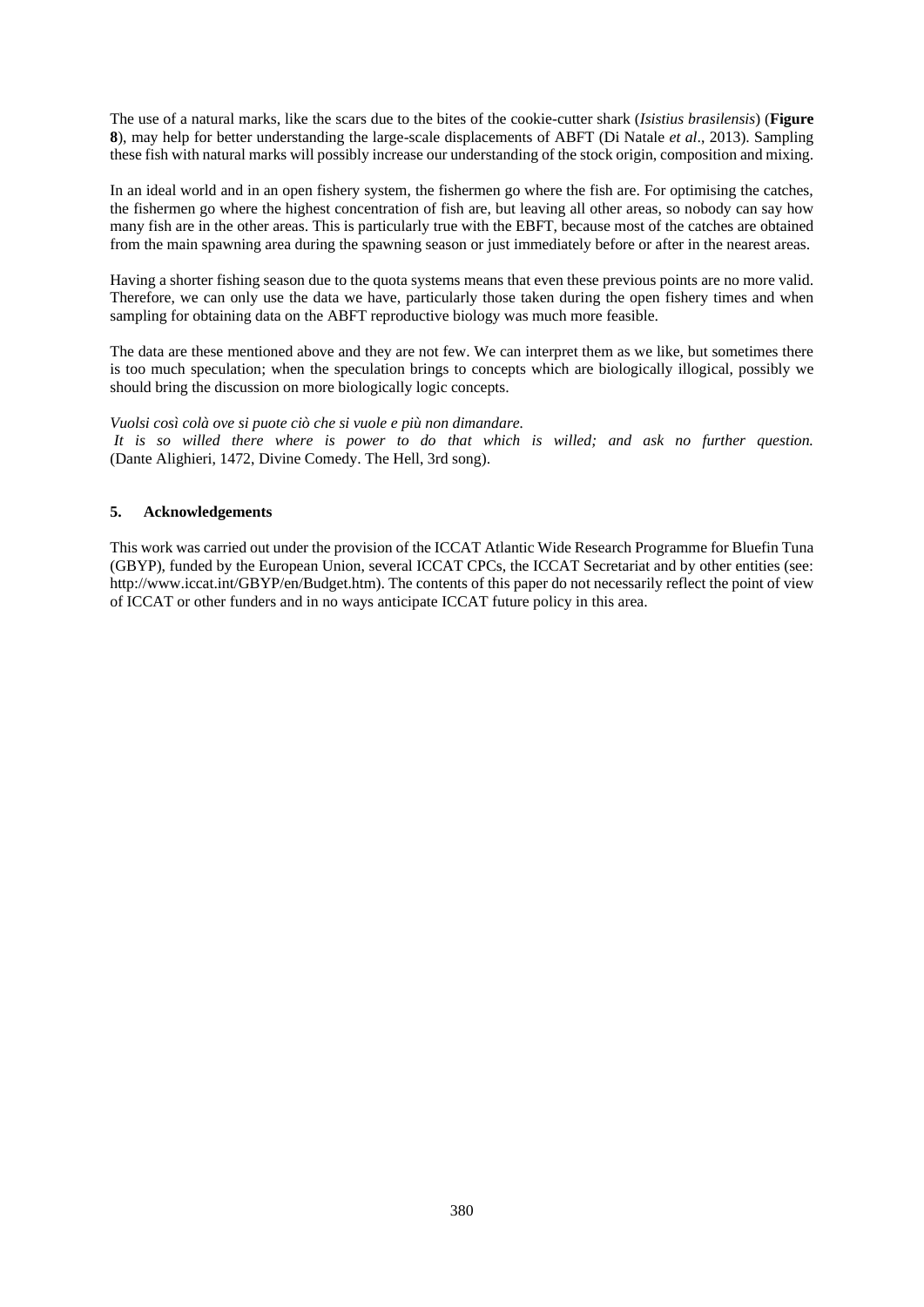The use of a natural marks, like the scars due to the bites of the cookie-cutter shark (*Isistius brasilensis*) (**Figure 8**), may help for better understanding the large-scale displacements of ABFT (Di Natale *et al*., 2013). Sampling these fish with natural marks will possibly increase our understanding of the stock origin, composition and mixing.

In an ideal world and in an open fishery system, the fishermen go where the fish are. For optimising the catches, the fishermen go where the highest concentration of fish are, but leaving all other areas, so nobody can say how many fish are in the other areas. This is particularly true with the EBFT, because most of the catches are obtained from the main spawning area during the spawning season or just immediately before or after in the nearest areas.

Having a shorter fishing season due to the quota systems means that even these previous points are no more valid. Therefore, we can only use the data we have, particularly those taken during the open fishery times and when sampling for obtaining data on the ABFT reproductive biology was much more feasible.

The data are these mentioned above and they are not few. We can interpret them as we like, but sometimes there is too much speculation; when the speculation brings to concepts which are biologically illogical, possibly we should bring the discussion on more biologically logic concepts.

*Vuolsi così colà ove si puote ciò che si vuole e più non dimandare.*
*It is so willed there where is power to do that which is willed; and ask no further question.* (Dante Alighieri, 1472, Divine Comedy. The Hell, 3rd song).

## 5. Acknowledgements

This work was carried out under the provision of the ICCAT Atlantic Wide Research Programme for Bluefin Tuna (GBYP), funded by the European Union, several ICCAT CPCs, the ICCAT Secretariat and by other entities (see: http://www.iccat.int/GBYP/en/Budget.htm). The contents of this paper do not necessarily reflect the point of view of ICCAT or other funders and in no ways anticipate ICCAT future policy in this area.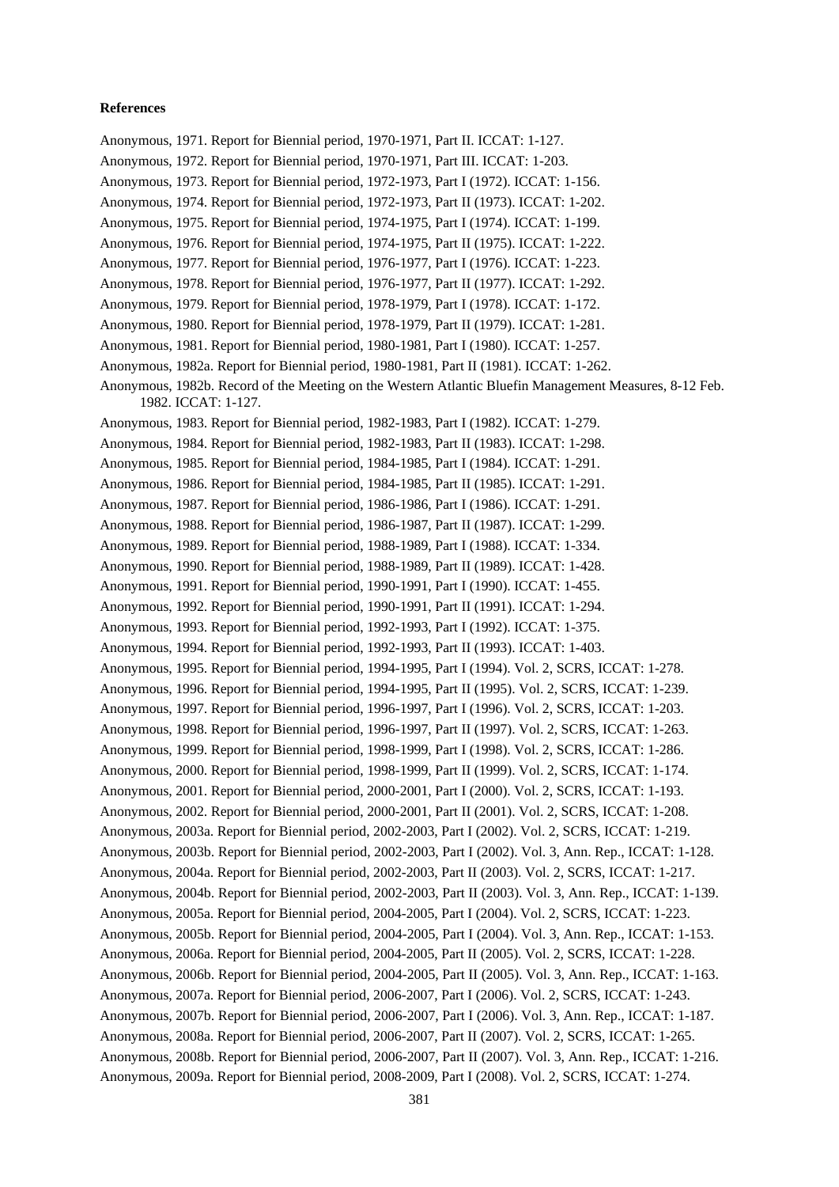**References**

Anonymous, 1971. Report for Biennial period, 1970-1971, Part II. ICCAT: 1-127.

Anonymous, 1972. Report for Biennial period, 1970-1971, Part III. ICCAT: 1-203.

Anonymous, 1973. Report for Biennial period, 1972-1973, Part I (1972). ICCAT: 1-156.

Anonymous, 1974. Report for Biennial period, 1972-1973, Part II (1973). ICCAT: 1-202.

Anonymous, 1975. Report for Biennial period, 1974-1975, Part I (1974). ICCAT: 1-199.

Anonymous, 1976. Report for Biennial period, 1974-1975, Part II (1975). ICCAT: 1-222.

Anonymous, 1977. Report for Biennial period, 1976-1977, Part I (1976). ICCAT: 1-223.

Anonymous, 1978. Report for Biennial period, 1976-1977, Part II (1977). ICCAT: 1-292.

Anonymous, 1979. Report for Biennial period, 1978-1979, Part I (1978). ICCAT: 1-172.

Anonymous, 1980. Report for Biennial period, 1978-1979, Part II (1979). ICCAT: 1-281.

Anonymous, 1981. Report for Biennial period, 1980-1981, Part I (1980). ICCAT: 1-257.

Anonymous, 1982a. Report for Biennial period, 1980-1981, Part II (1981). ICCAT: 1-262.

Anonymous, 1982b. Record of the Meeting on the Western Atlantic Bluefin Management Measures, 8-12 Feb. 1982. ICCAT: 1-127.

Anonymous, 1983. Report for Biennial period, 1982-1983, Part I (1982). ICCAT: 1-279.

Anonymous, 1984. Report for Biennial period, 1982-1983, Part II (1983). ICCAT: 1-298.

Anonymous, 1985. Report for Biennial period, 1984-1985, Part I (1984). ICCAT: 1-291.

Anonymous, 1986. Report for Biennial period, 1984-1985, Part II (1985). ICCAT: 1-291.

Anonymous, 1987. Report for Biennial period, 1986-1986, Part I (1986). ICCAT: 1-291.

Anonymous, 1988. Report for Biennial period, 1986-1987, Part II (1987). ICCAT: 1-299.

Anonymous, 1989. Report for Biennial period, 1988-1989, Part I (1988). ICCAT: 1-334.

Anonymous, 1990. Report for Biennial period, 1988-1989, Part II (1989). ICCAT: 1-428.

Anonymous, 1991. Report for Biennial period, 1990-1991, Part I (1990). ICCAT: 1-455.

Anonymous, 1992. Report for Biennial period, 1990-1991, Part II (1991). ICCAT: 1-294.

Anonymous, 1993. Report for Biennial period, 1992-1993, Part I (1992). ICCAT: 1-375.

Anonymous, 1994. Report for Biennial period, 1992-1993, Part II (1993). ICCAT: 1-403.

Anonymous, 1995. Report for Biennial period, 1994-1995, Part I (1994). Vol. 2, SCRS, ICCAT: 1-278.

Anonymous, 1996. Report for Biennial period, 1994-1995, Part II (1995). Vol. 2, SCRS, ICCAT: 1-239.

Anonymous, 1997. Report for Biennial period, 1996-1997, Part I (1996). Vol. 2, SCRS, ICCAT: 1-203.

Anonymous, 1998. Report for Biennial period, 1996-1997, Part II (1997). Vol. 2, SCRS, ICCAT: 1-263.

Anonymous, 1999. Report for Biennial period, 1998-1999, Part I (1998). Vol. 2, SCRS, ICCAT: 1-286.

Anonymous, 2000. Report for Biennial period, 1998-1999, Part II (1999). Vol. 2, SCRS, ICCAT: 1-174.

Anonymous, 2001. Report for Biennial period, 2000-2001, Part I (2000). Vol. 2, SCRS, ICCAT: 1-193.

Anonymous, 2002. Report for Biennial period, 2000-2001, Part II (2001). Vol. 2, SCRS, ICCAT: 1-208.

Anonymous, 2003a. Report for Biennial period, 2002-2003, Part I (2002). Vol. 2, SCRS, ICCAT: 1-219.

Anonymous, 2003b. Report for Biennial period, 2002-2003, Part I (2002). Vol. 3, Ann. Rep., ICCAT: 1-128.

Anonymous, 2004a. Report for Biennial period, 2002-2003, Part II (2003). Vol. 2, SCRS, ICCAT: 1-217.

Anonymous, 2004b. Report for Biennial period, 2002-2003, Part II (2003). Vol. 3, Ann. Rep., ICCAT: 1-139.

Anonymous, 2005a. Report for Biennial period, 2004-2005, Part I (2004). Vol. 2, SCRS, ICCAT: 1-223.

Anonymous, 2005b. Report for Biennial period, 2004-2005, Part I (2004). Vol. 3, Ann. Rep., ICCAT: 1-153.

Anonymous, 2006a. Report for Biennial period, 2004-2005, Part II (2005). Vol. 2, SCRS, ICCAT: 1-228.

Anonymous, 2006b. Report for Biennial period, 2004-2005, Part II (2005). Vol. 3, Ann. Rep., ICCAT: 1-163.

Anonymous, 2007a. Report for Biennial period, 2006-2007, Part I (2006). Vol. 2, SCRS, ICCAT: 1-243.

Anonymous, 2007b. Report for Biennial period, 2006-2007, Part I (2006). Vol. 3, Ann. Rep., ICCAT: 1-187.

Anonymous, 2008a. Report for Biennial period, 2006-2007, Part II (2007). Vol. 2, SCRS, ICCAT: 1-265.

Anonymous, 2008b. Report for Biennial period, 2006-2007, Part II (2007). Vol. 3, Ann. Rep., ICCAT: 1-216.

Anonymous, 2009a. Report for Biennial period, 2008-2009, Part I (2008). Vol. 2, SCRS, ICCAT: 1-274.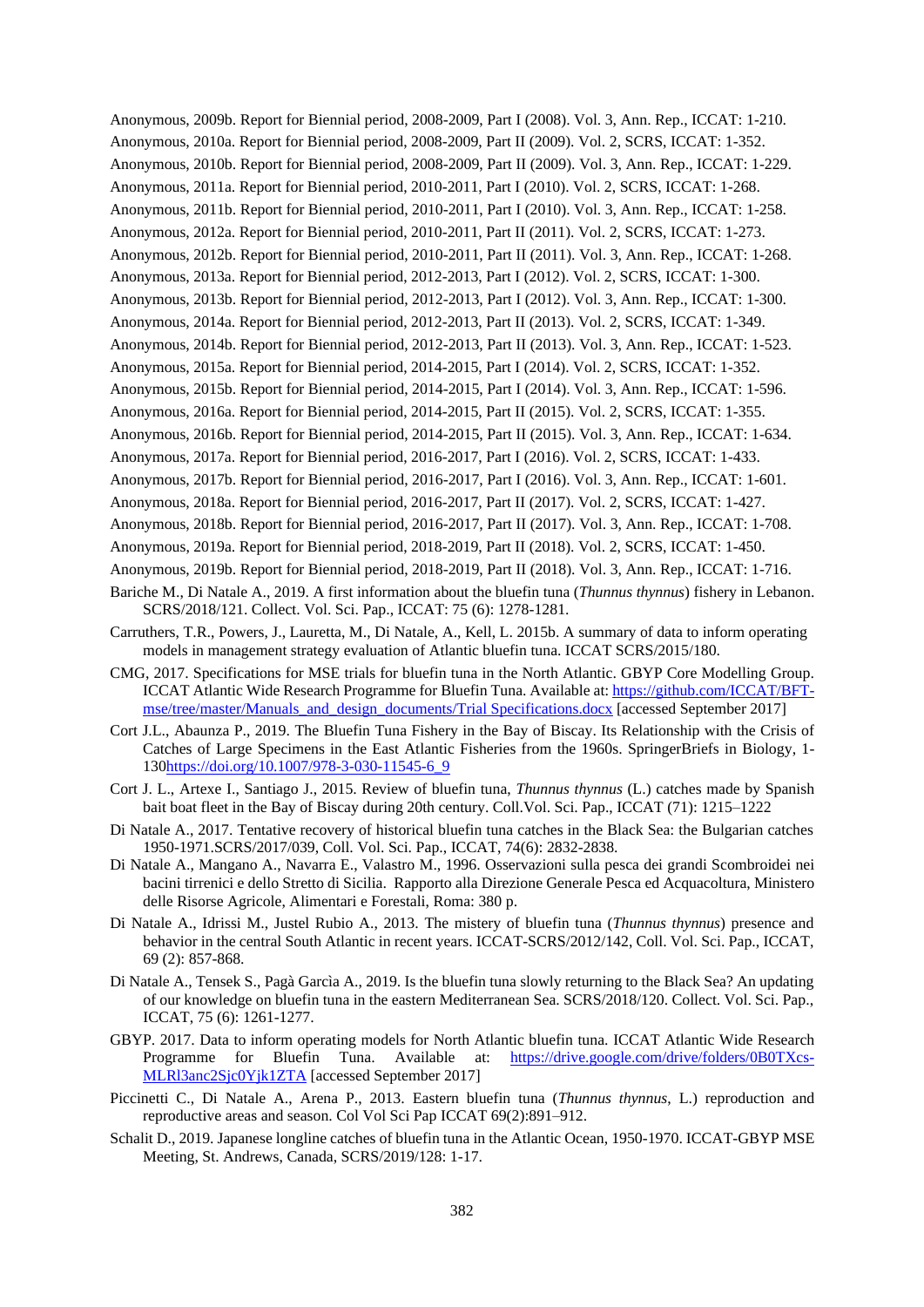Anonymous, 2009b. Report for Biennial period, 2008-2009, Part I (2008). Vol. 3, Ann. Rep., ICCAT: 1-210.

Anonymous, 2010a. Report for Biennial period, 2008-2009, Part II (2009). Vol. 2, SCRS, ICCAT: 1-352.

Anonymous, 2010b. Report for Biennial period, 2008-2009, Part II (2009). Vol. 3, Ann. Rep., ICCAT: 1-229.

Anonymous, 2011a. Report for Biennial period, 2010-2011, Part I (2010). Vol. 2, SCRS, ICCAT: 1-268.

Anonymous, 2011b. Report for Biennial period, 2010-2011, Part I (2010). Vol. 3, Ann. Rep., ICCAT: 1-258.

Anonymous, 2012a. Report for Biennial period, 2010-2011, Part II (2011). Vol. 2, SCRS, ICCAT: 1-273.

Anonymous, 2012b. Report for Biennial period, 2010-2011, Part II (2011). Vol. 3, Ann. Rep., ICCAT: 1-268.

Anonymous, 2013a. Report for Biennial period, 2012-2013, Part I (2012). Vol. 2, SCRS, ICCAT: 1-300.

Anonymous, 2013b. Report for Biennial period, 2012-2013, Part I (2012). Vol. 3, Ann. Rep., ICCAT: 1-300.

Anonymous, 2014a. Report for Biennial period, 2012-2013, Part II (2013). Vol. 2, SCRS, ICCAT: 1-349.

Anonymous, 2014b. Report for Biennial period, 2012-2013, Part II (2013). Vol. 3, Ann. Rep., ICCAT: 1-523.

Anonymous, 2015a. Report for Biennial period, 2014-2015, Part I (2014). Vol. 2, SCRS, ICCAT: 1-352.

Anonymous, 2015b. Report for Biennial period, 2014-2015, Part I (2014). Vol. 3, Ann. Rep., ICCAT: 1-596.

Anonymous, 2016a. Report for Biennial period, 2014-2015, Part II (2015). Vol. 2, SCRS, ICCAT: 1-355.

Anonymous, 2016b. Report for Biennial period, 2014-2015, Part II (2015). Vol. 3, Ann. Rep., ICCAT: 1-634.

Anonymous, 2017a. Report for Biennial period, 2016-2017, Part I (2016). Vol. 2, SCRS, ICCAT: 1-433.

Anonymous, 2017b. Report for Biennial period, 2016-2017, Part I (2016). Vol. 3, Ann. Rep., ICCAT: 1-601.

Anonymous, 2018a. Report for Biennial period, 2016-2017, Part II (2017). Vol. 2, SCRS, ICCAT: 1-427.

Anonymous, 2018b. Report for Biennial period, 2016-2017, Part II (2017). Vol. 3, Ann. Rep., ICCAT: 1-708.

Anonymous, 2019a. Report for Biennial period, 2018-2019, Part II (2018). Vol. 2, SCRS, ICCAT: 1-450.

Anonymous, 2019b. Report for Biennial period, 2018-2019, Part II (2018). Vol. 3, Ann. Rep., ICCAT: 1-716.

Bariche M., Di Natale A., 2019. A first information about the bluefin tuna (*Thunnus thynnus*) fishery in Lebanon. SCRS/2018/121. Collect. Vol. Sci. Pap., ICCAT: 75 (6): 1278-1281.

Carruthers, T.R., Powers, J., Lauretta, M., Di Natale, A., Kell, L. 2015b. A summary of data to inform operating models in management strategy evaluation of Atlantic bluefin tuna. ICCAT SCRS/2015/180.

CMG, 2017. Specifications for MSE trials for bluefin tuna in the North Atlantic. GBYP Core Modelling Group. ICCAT Atlantic Wide Research Programme for Bluefin Tuna. Available at: https://github.com/ICCAT/BFT-mse/tree/master/Manuals_and_design_documents/Trial Specifications.docx [accessed September 2017]

Cort J.L., Abaunza P., 2019. The Bluefin Tuna Fishery in the Bay of Biscay. Its Relationship with the Crisis of Catches of Large Specimens in the East Atlantic Fisheries from the 1960s. SpringerBriefs in Biology, 1-130https://doi.org/10.1007/978-3-030-11545-6_9

Cort J. L., Artexe I., Santiago J., 2015. Review of bluefin tuna, *Thunnus thynnus* (L.) catches made by Spanish bait boat fleet in the Bay of Biscay during 20th century. Coll.Vol. Sci. Pap., ICCAT (71): 1215–1222

Di Natale A., 2017. Tentative recovery of historical bluefin tuna catches in the Black Sea: the Bulgarian catches 1950-1971.SCRS/2017/039, Coll. Vol. Sci. Pap., ICCAT, 74(6): 2832-2838.

Di Natale A., Mangano A., Navarra E., Valastro M., 1996. Osservazioni sulla pesca dei grandi Scombroidei nei bacini tirrenici e dello Stretto di Sicilia. Rapporto alla Direzione Generale Pesca ed Acquacoltura, Ministero delle Risorse Agricole, Alimentari e Forestali, Roma: 380 p.

Di Natale A., Idrissi M., Justel Rubio A., 2013. The mistery of bluefin tuna (*Thunnus thynnus*) presence and behavior in the central South Atlantic in recent years. ICCAT-SCRS/2012/142, Coll. Vol. Sci. Pap., ICCAT, 69 (2): 857-868.

Di Natale A., Tensek S., Pagà Garcìa A., 2019. Is the bluefin tuna slowly returning to the Black Sea? An updating of our knowledge on bluefin tuna in the eastern Mediterranean Sea. SCRS/2018/120. Collect. Vol. Sci. Pap., ICCAT, 75 (6): 1261-1277.

GBYP. 2017. Data to inform operating models for North Atlantic bluefin tuna. ICCAT Atlantic Wide Research Programme for Bluefin Tuna. Available at: https://drive.google.com/drive/folders/0B0TXcs-MLRl3anc2Sjc0Yjk1ZTA [accessed September 2017]

Piccinetti C., Di Natale A., Arena P., 2013. Eastern bluefin tuna (*Thunnus thynnus*, L.) reproduction and reproductive areas and season. Col Vol Sci Pap ICCAT 69(2):891–912.

Schalit D., 2019. Japanese longline catches of bluefin tuna in the Atlantic Ocean, 1950-1970. ICCAT-GBYP MSE Meeting, St. Andrews, Canada, SCRS/2019/128: 1-17.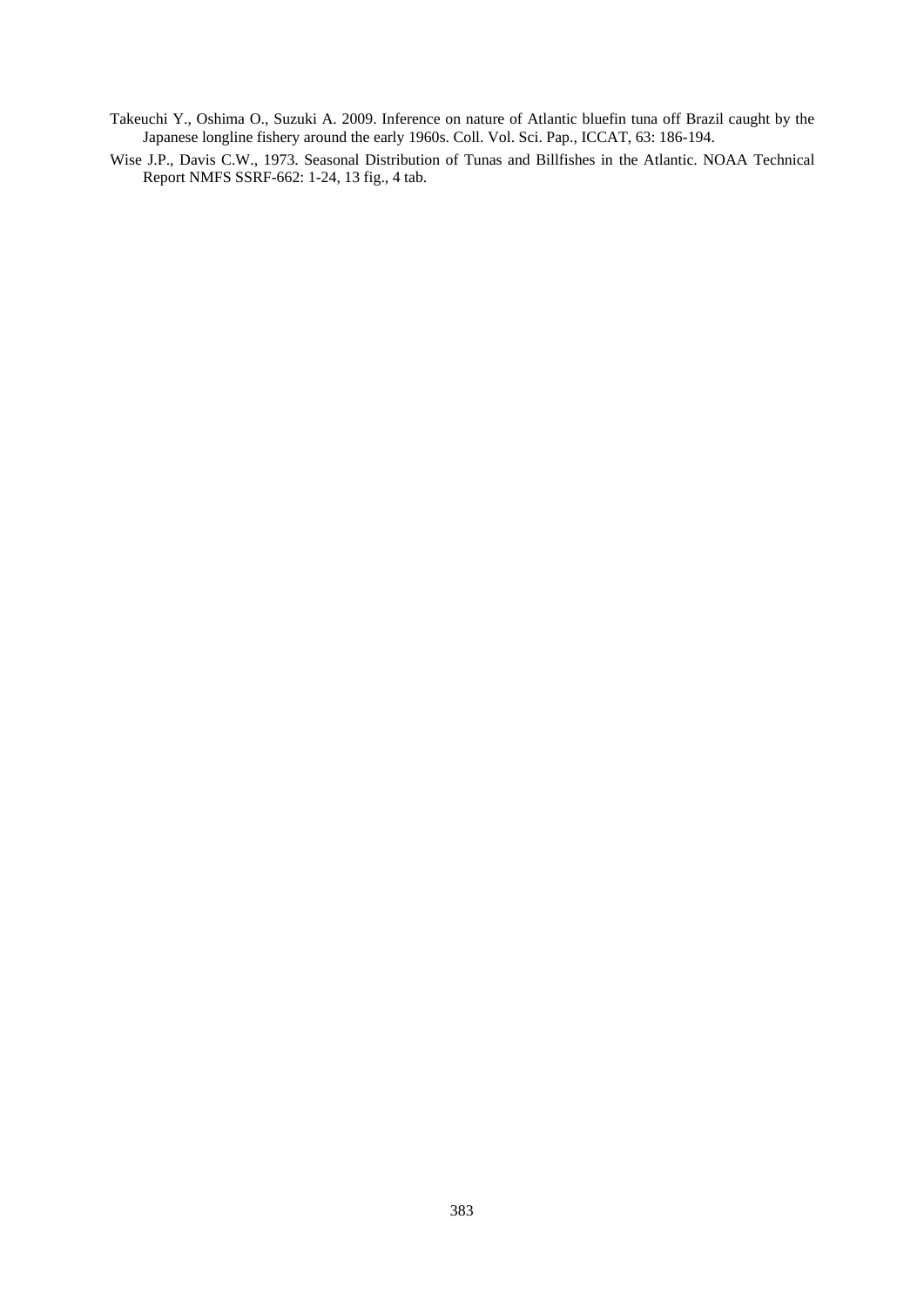Takeuchi Y., Oshima O., Suzuki A. 2009. Inference on nature of Atlantic bluefin tuna off Brazil caught by the Japanese longline fishery around the early 1960s. Coll. Vol. Sci. Pap., ICCAT, 63: 186-194.

Wise J.P., Davis C.W., 1973. Seasonal Distribution of Tunas and Billfishes in the Atlantic. NOAA Technical Report NMFS SSRF-662: 1-24, 13 fig., 4 tab.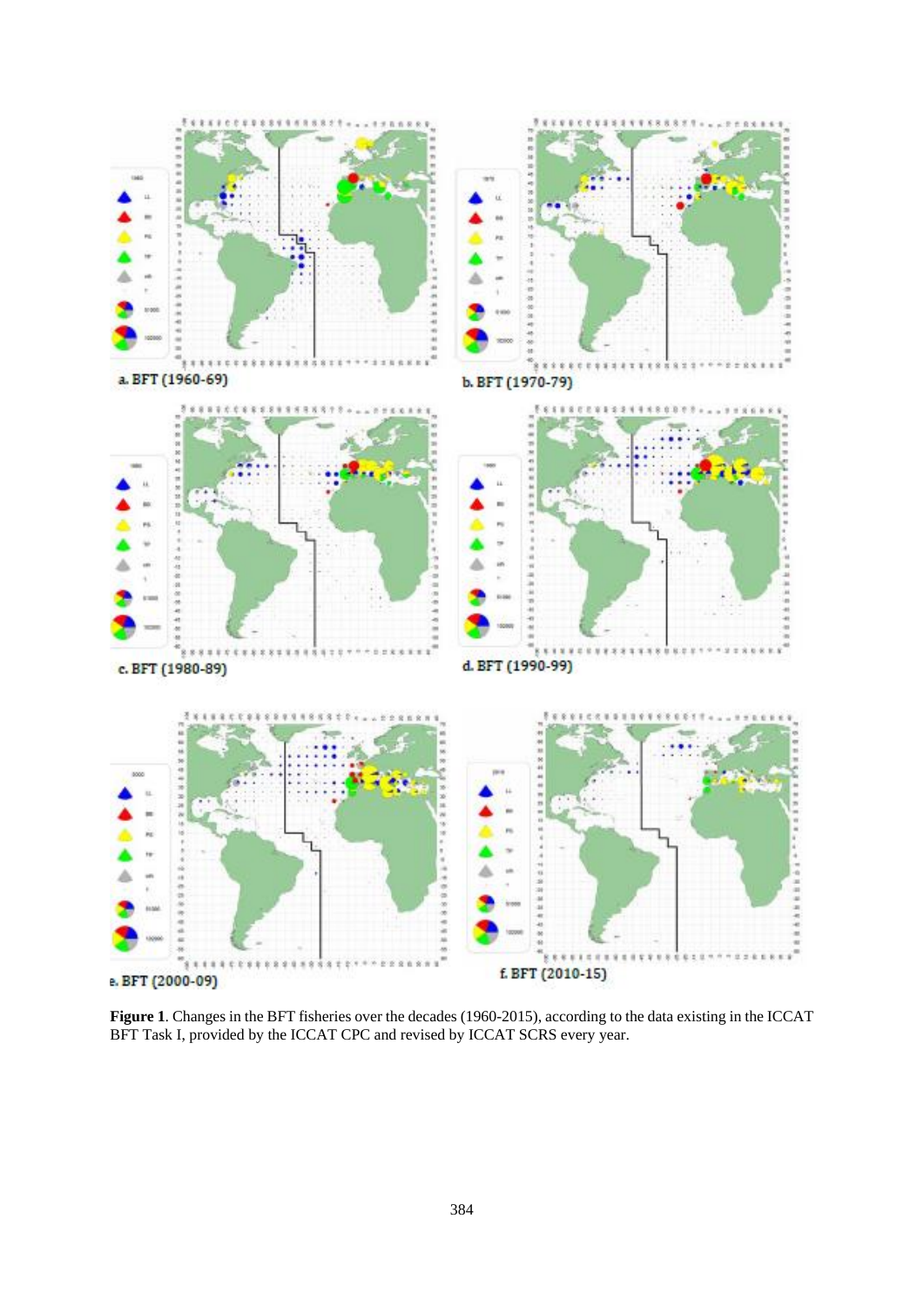a. BFT (1960-69)

b. BFT (1970-79)

c. BFT (1980-89)

d. BFT (1990-99)

e. BFT (2000-09)

f. BFT (2010-15)

**Figure 1**. Changes in the BFT fisheries over the decades (1960-2015), according to the data existing in the ICCAT BFT Task I, provided by the ICCAT CPC and revised by ICCAT SCRS every year.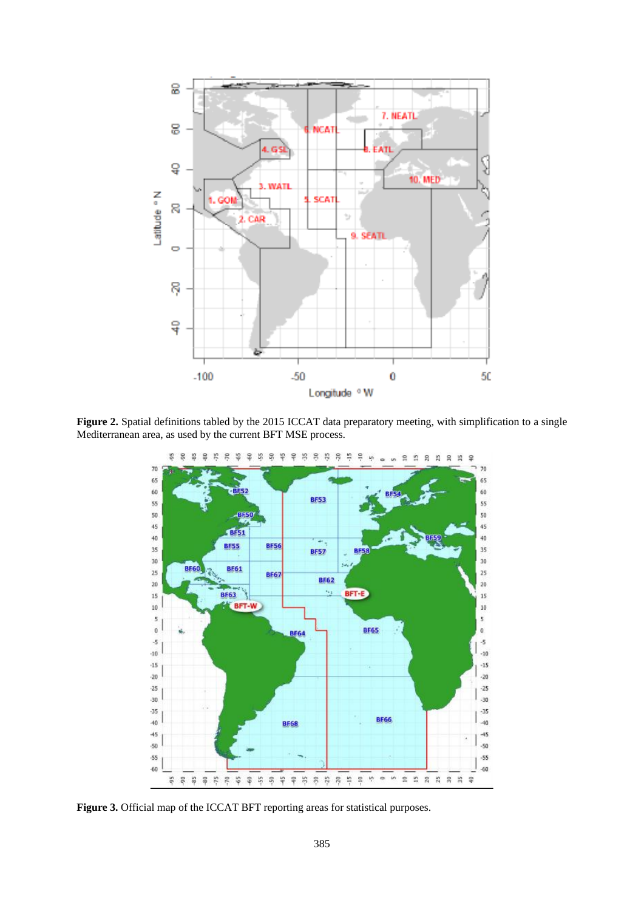**Figure 2.** Spatial definitions tabled by the 2015 ICCAT data preparatory meeting, with simplification to a single Mediterranean area, as used by the current BFT MSE process.

**Figure 3.** Official map of the ICCAT BFT reporting areas for statistical purposes.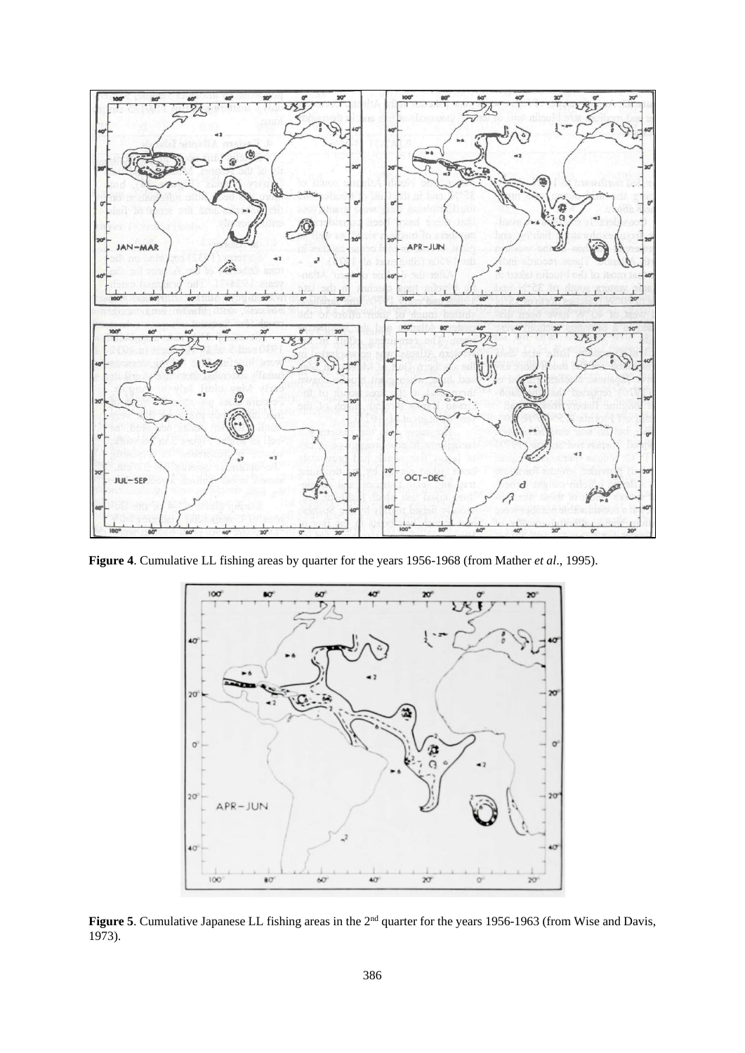**Figure 4**. Cumulative LL fishing areas by quarter for the years 1956-1968 (from Mather *et al*., 1995).

**Figure 5**. Cumulative Japanese LL fishing areas in the 2nd quarter for the years 1956-1963 (from Wise and Davis, 1973).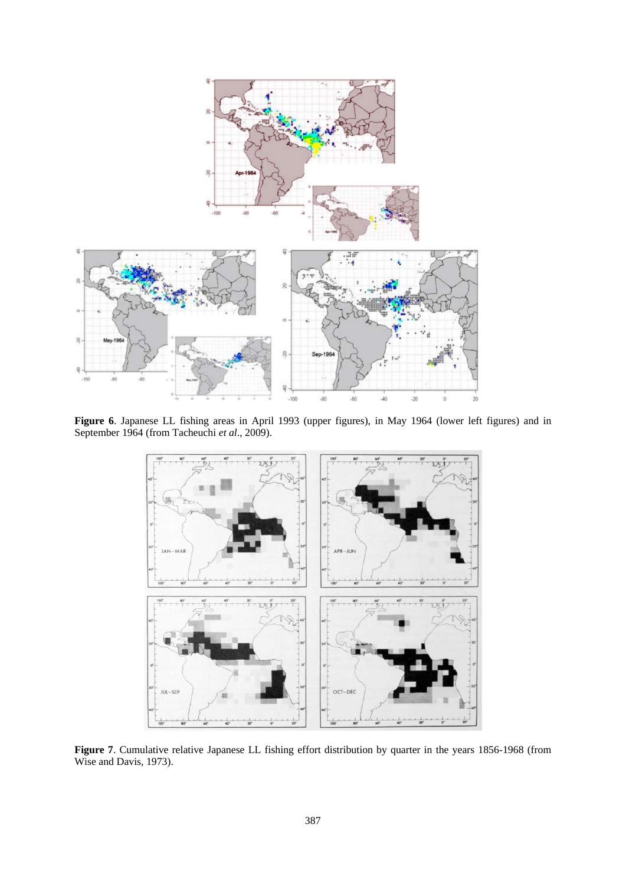**Figure 6**. Japanese LL fishing areas in April 1993 (upper figures), in May 1964 (lower left figures) and in September 1964 (from Tacheuchi *et al*., 2009).

**Figure 7**. Cumulative relative Japanese LL fishing effort distribution by quarter in the years 1856-1968 (from Wise and Davis, 1973).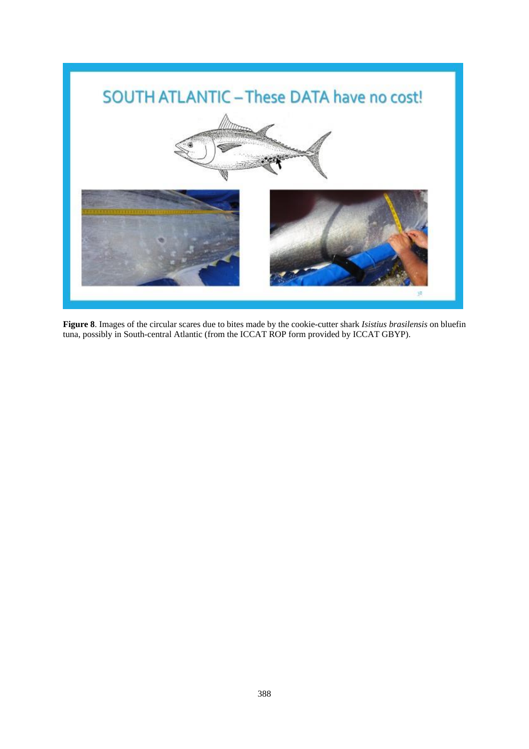SOUTH ATLANTIC – These DATA have no cost!

38

**Figure 8**. Images of the circular scares due to bites made by the cookie-cutter shark *Isistius brasilensis* on bluefin tuna, possibly in South-central Atlantic (from the ICCAT ROP form provided by ICCAT GBYP).